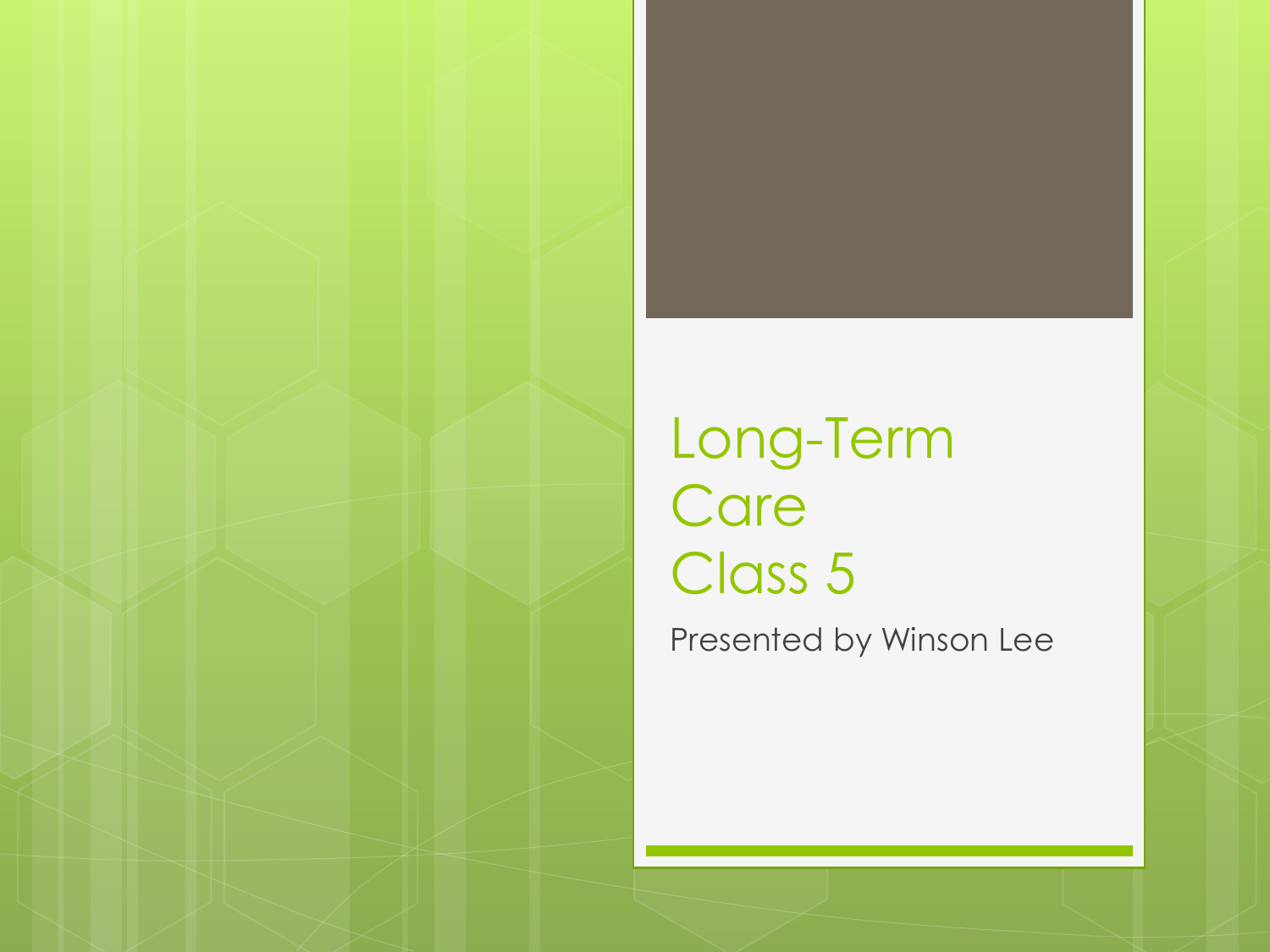# Long-Term Care Class 5

Presented by Winson Lee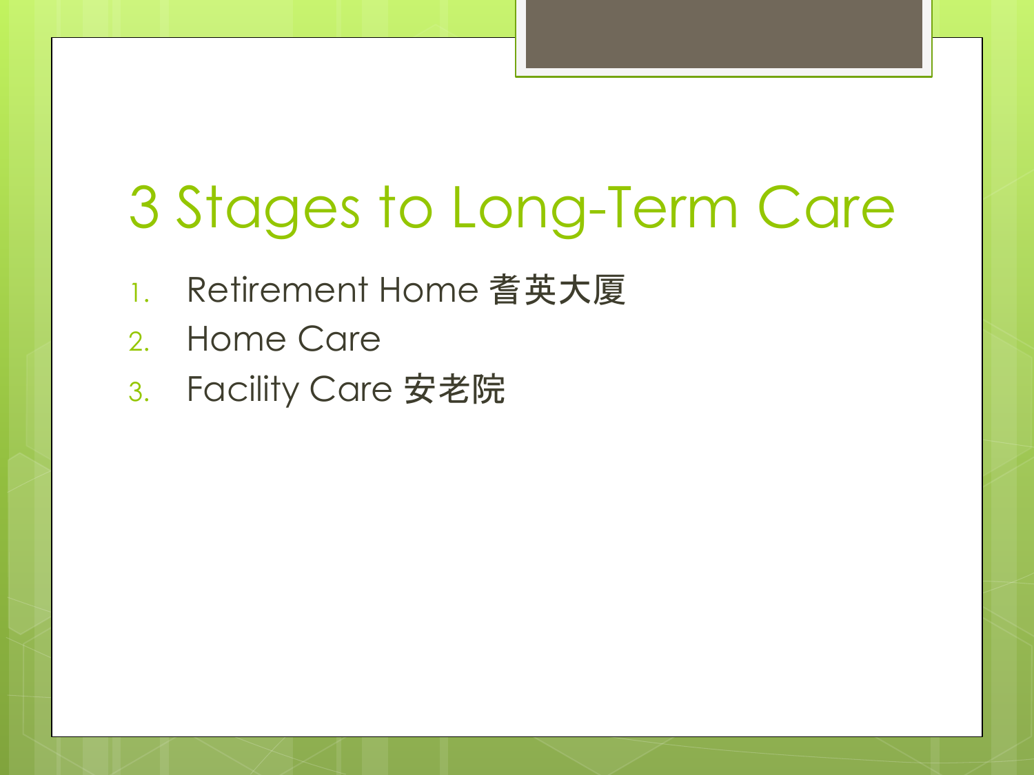# 3 Stages to Long-Term Care

1. Retirement Home 耆英大厦
2. Home Care
3. Facility Care 安老院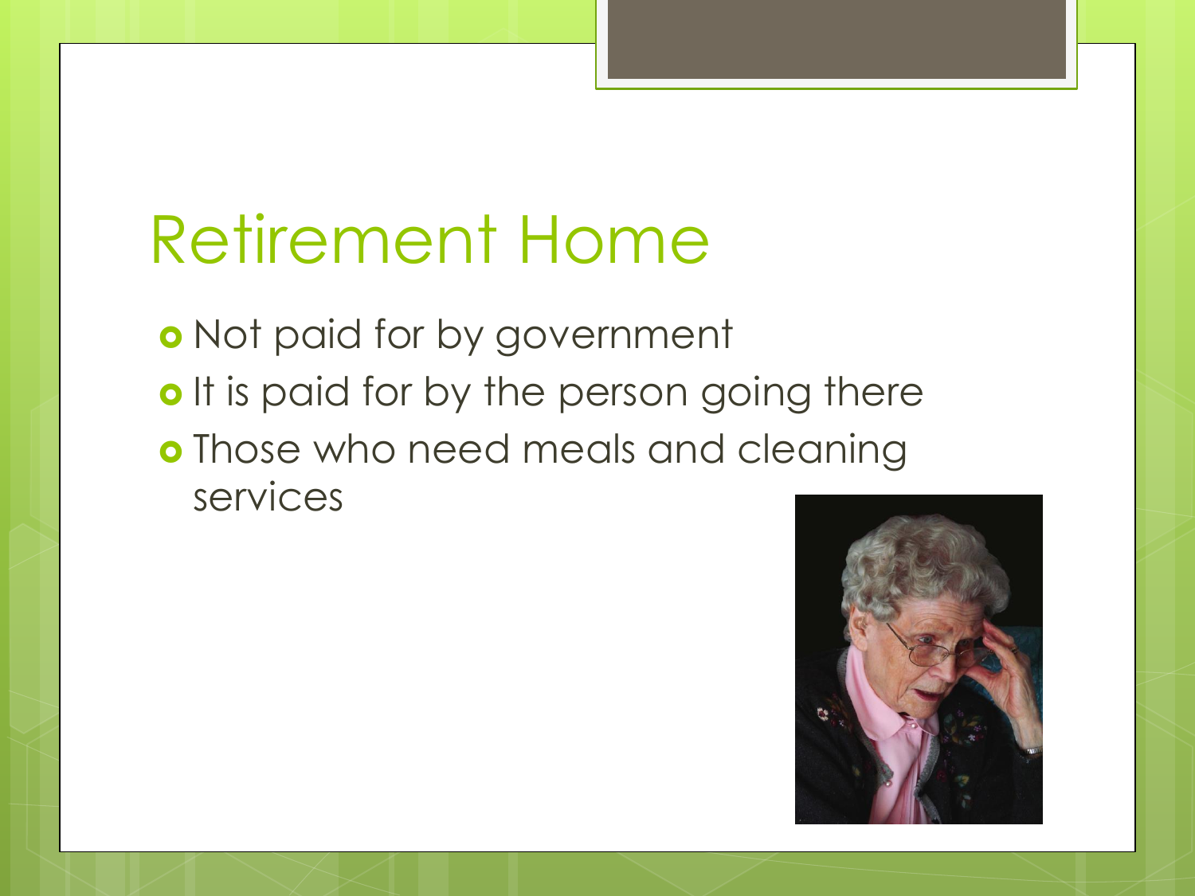# Retirement Home

- Not paid for by government
- It is paid for by the person going there
- Those who need meals and cleaning services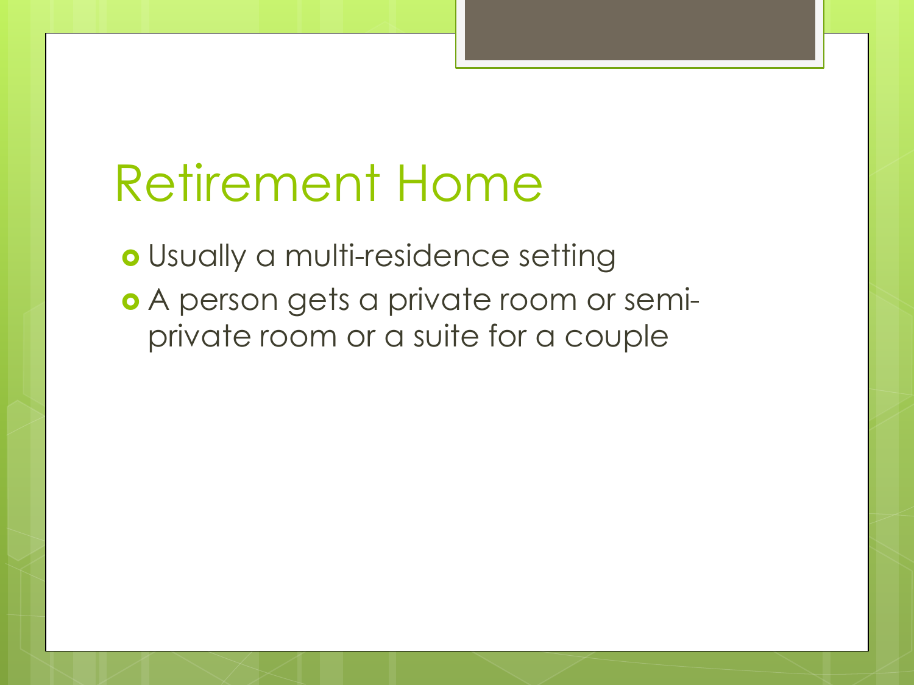# Retirement Home

- Usually a multi-residence setting
- A person gets a private room or semi-private room or a suite for a couple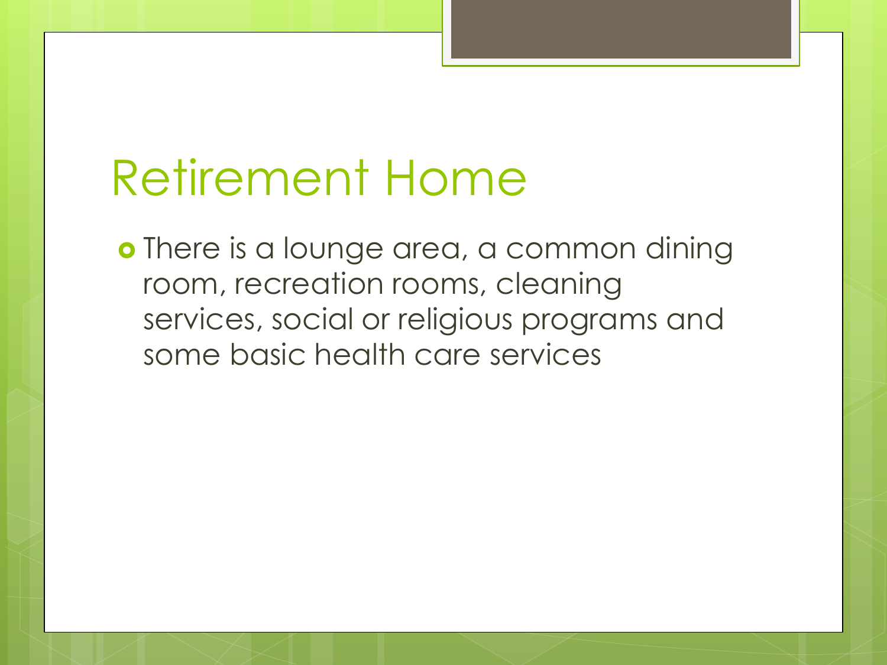# Retirement Home

- There is a lounge area, a common dining room, recreation rooms, cleaning services, social or religious programs and some basic health care services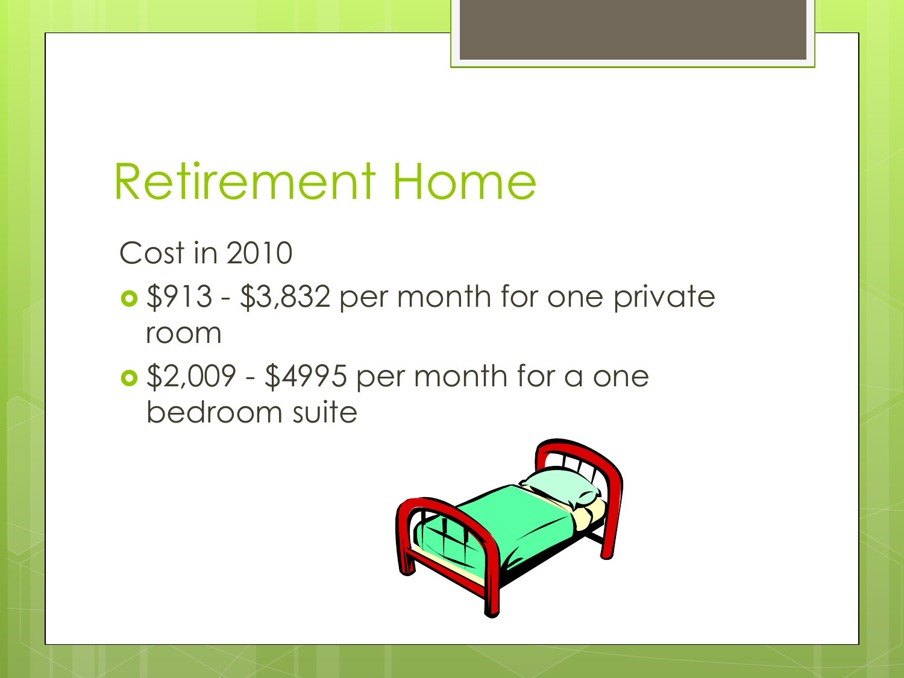# Retirement Home

Cost in 2010

- $913 - $3,832 per month for one private room
- $2,009 - $4995 per month for a one bedroom suite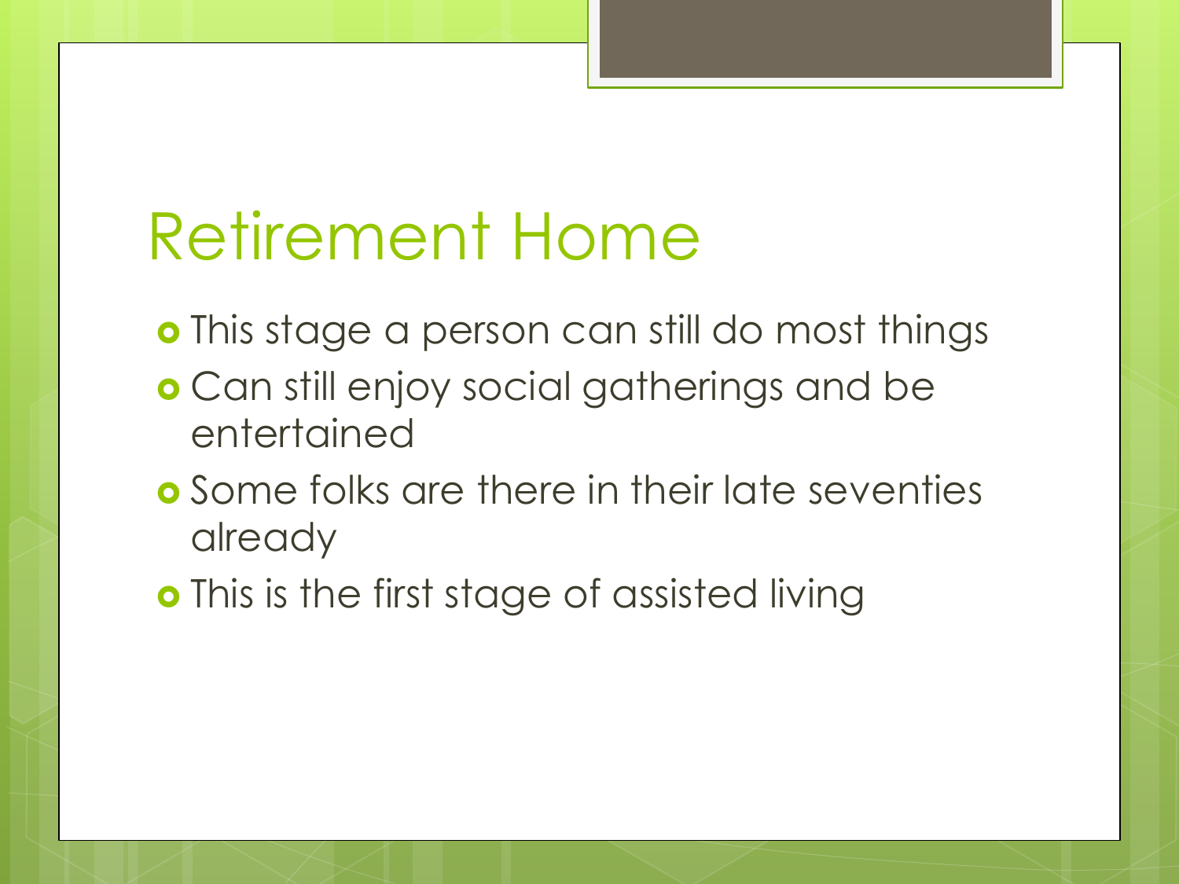# Retirement Home

- This stage a person can still do most things
- Can still enjoy social gatherings and be entertained
- Some folks are there in their late seventies already
- This is the first stage of assisted living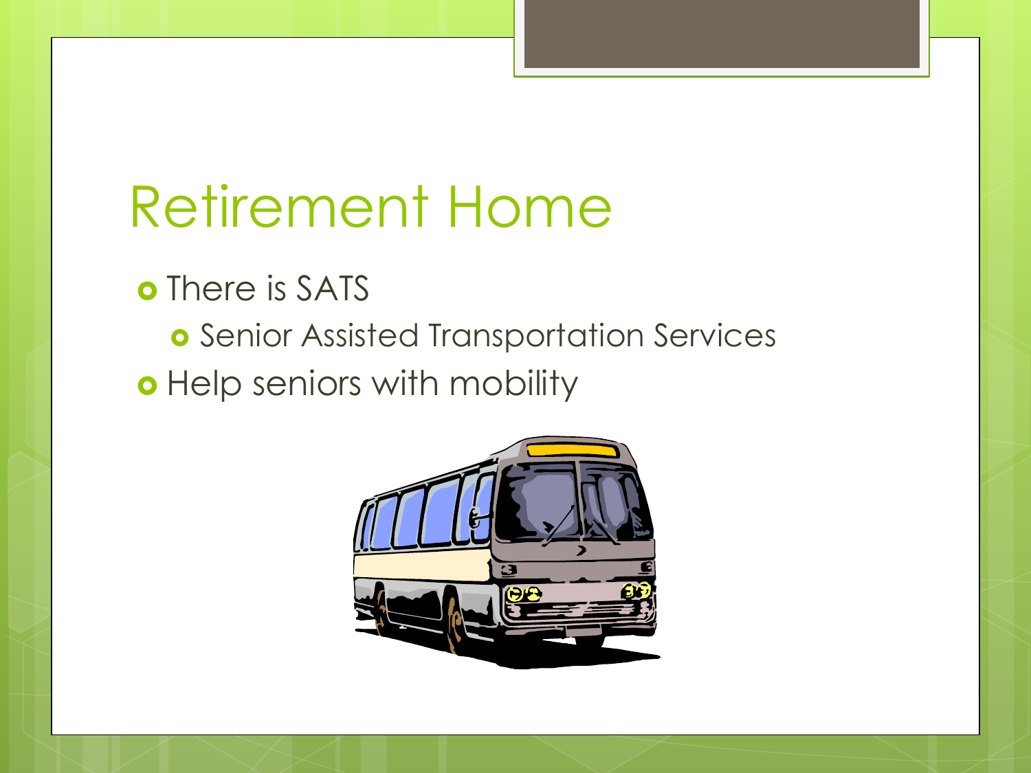# Retirement Home

- There is SATS
  - Senior Assisted Transportation Services
- Help seniors with mobility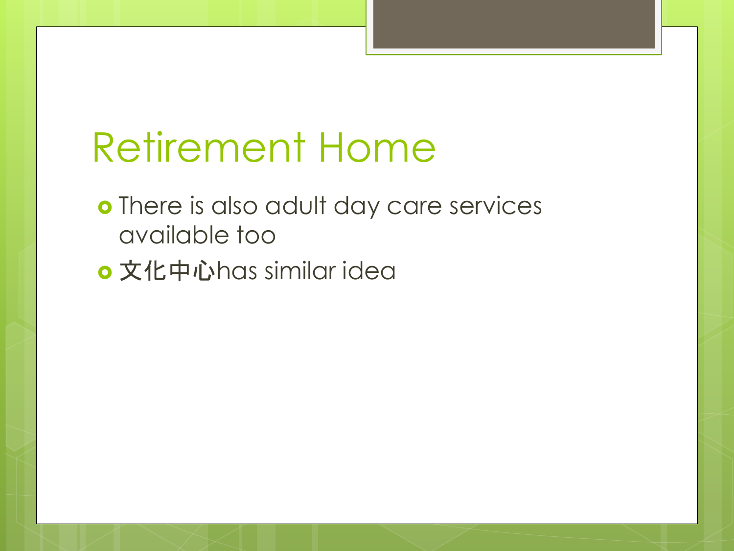# Retirement Home

- There is also adult day care services available too
- 文化中心has similar idea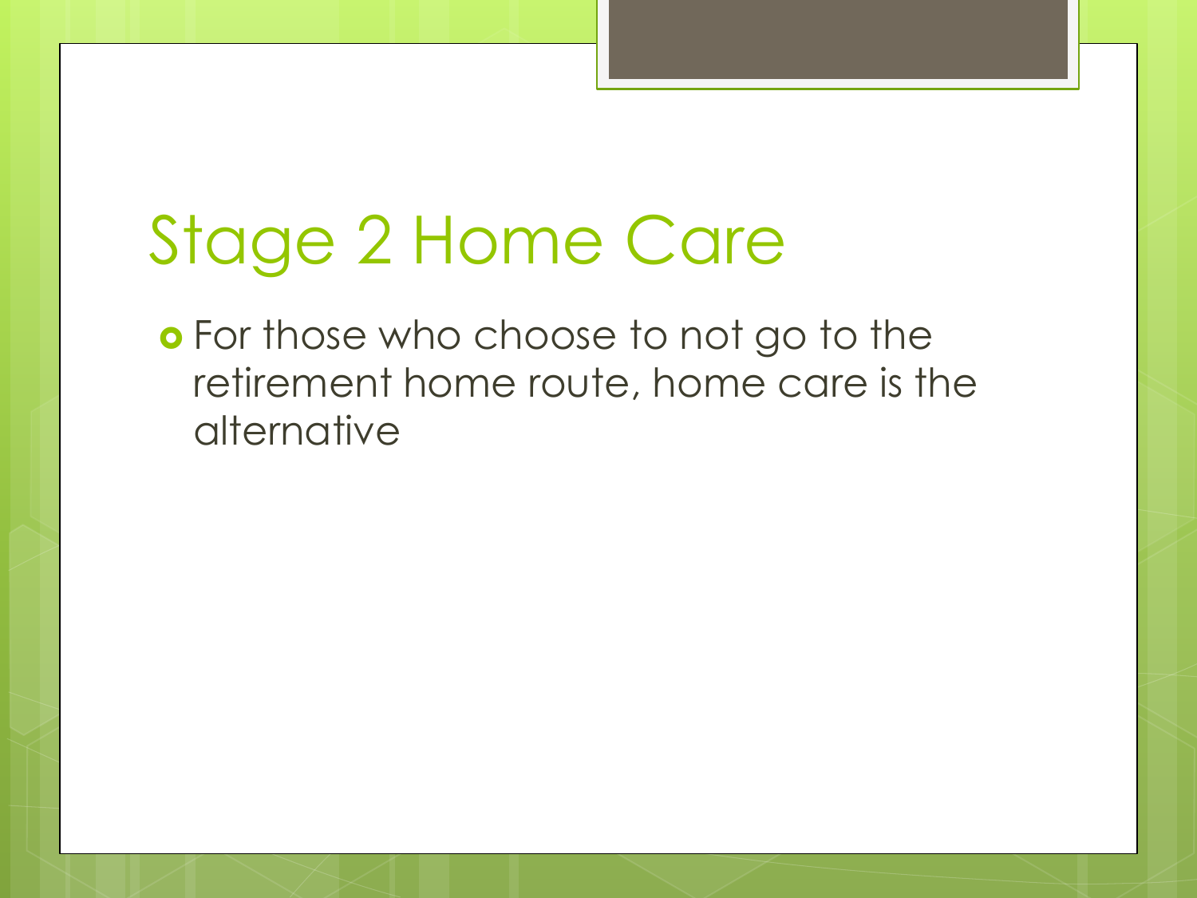# Stage 2 Home Care

- For those who choose to not go to the retirement home route, home care is the alternative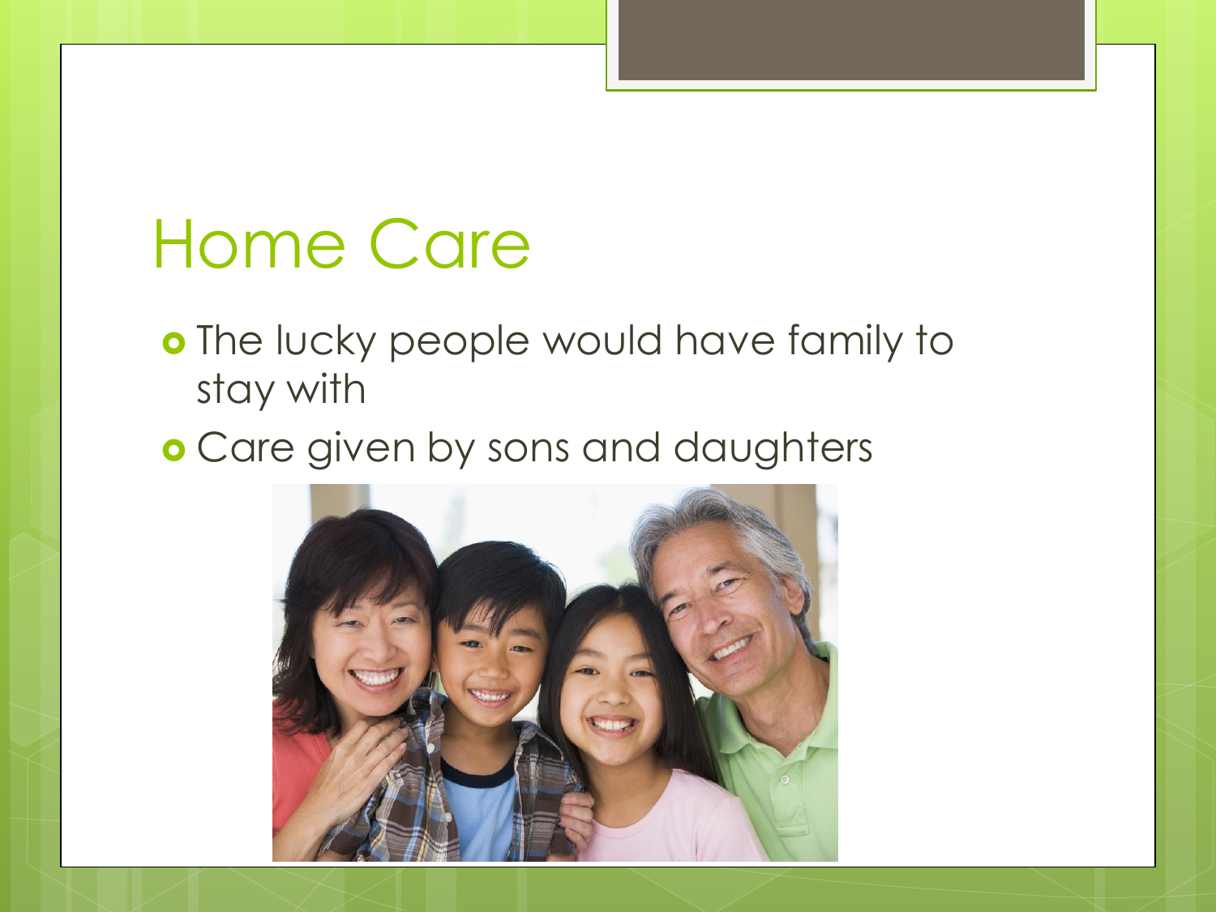# Home Care

- The lucky people would have family to stay with
- Care given by sons and daughters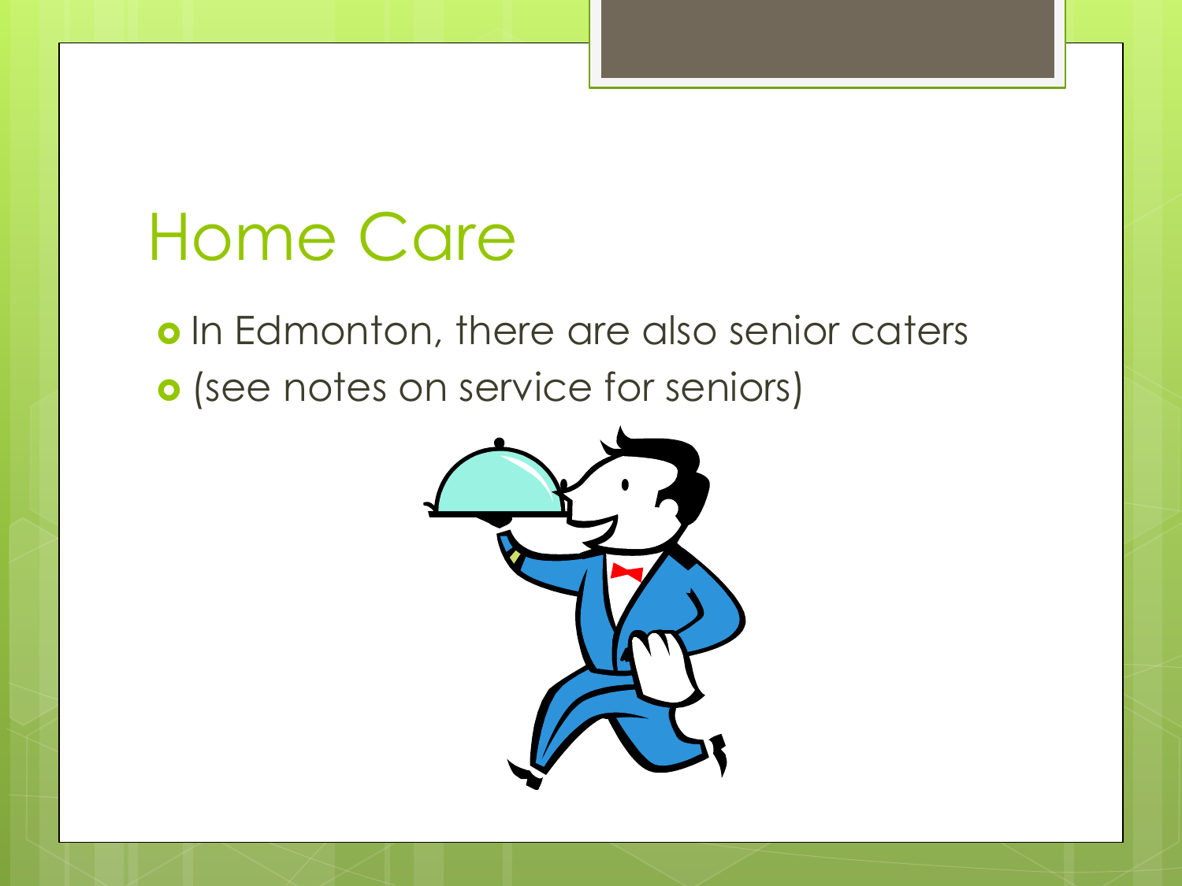# Home Care

- In Edmonton, there are also senior caters
- (see notes on service for seniors)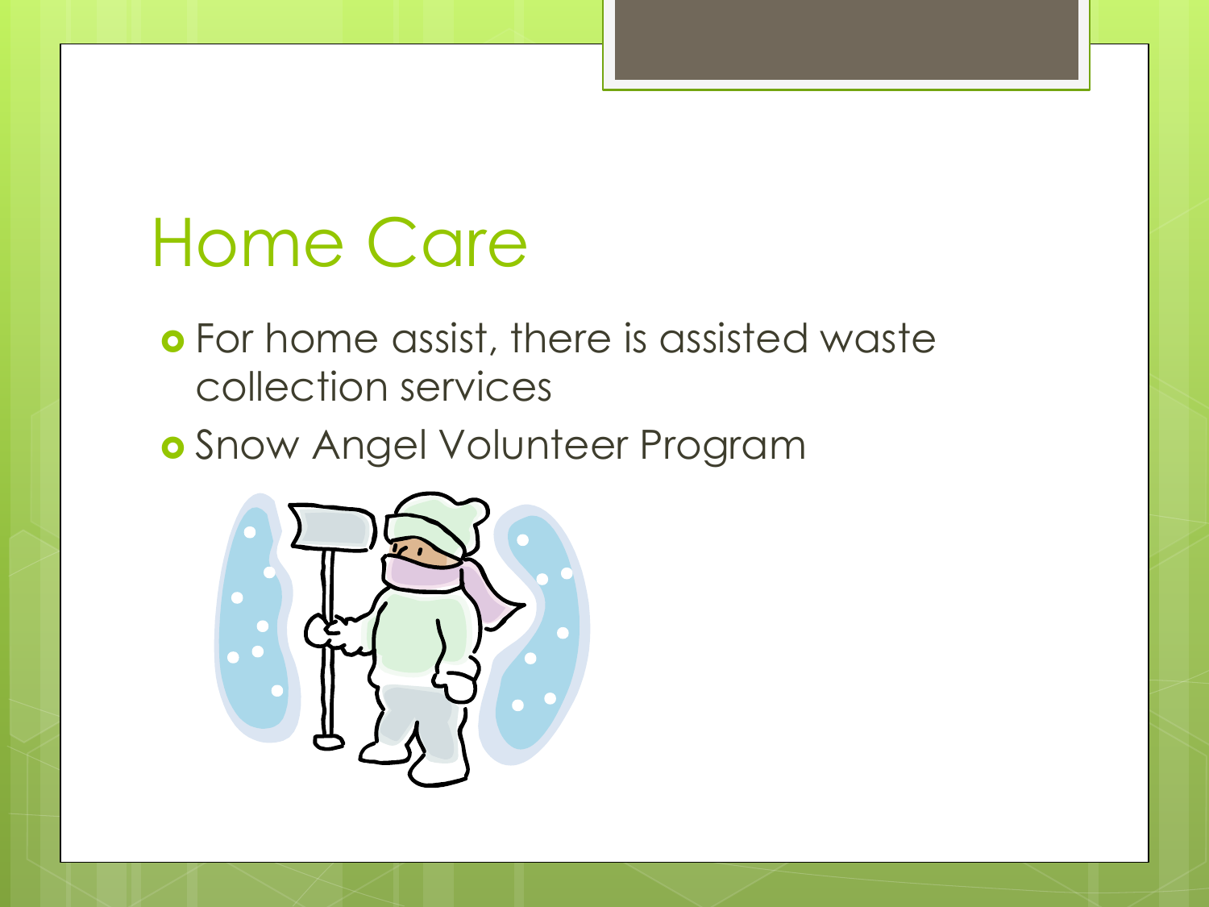# Home Care

- For home assist, there is assisted waste collection services
- Snow Angel Volunteer Program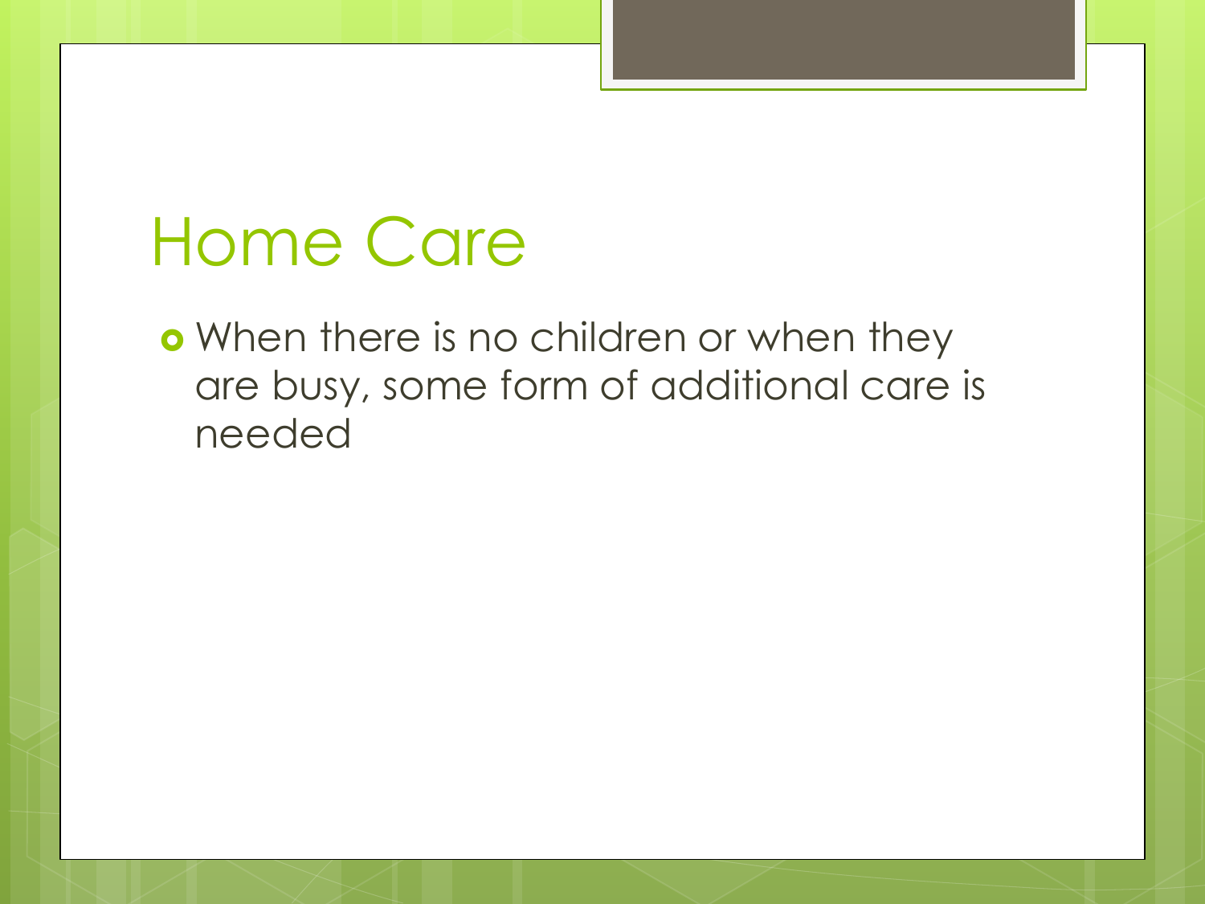# Home Care

- When there is no children or when they are busy, some form of additional care is needed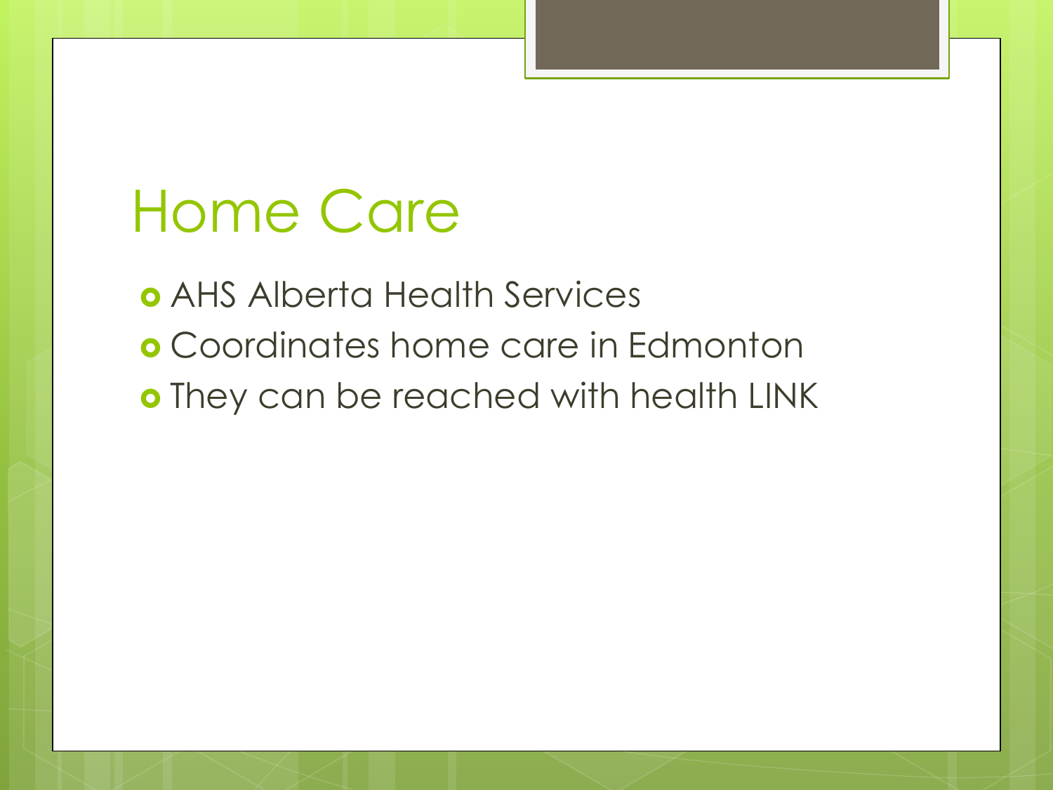# Home Care

- AHS Alberta Health Services
- Coordinates home care in Edmonton
- They can be reached with health LINK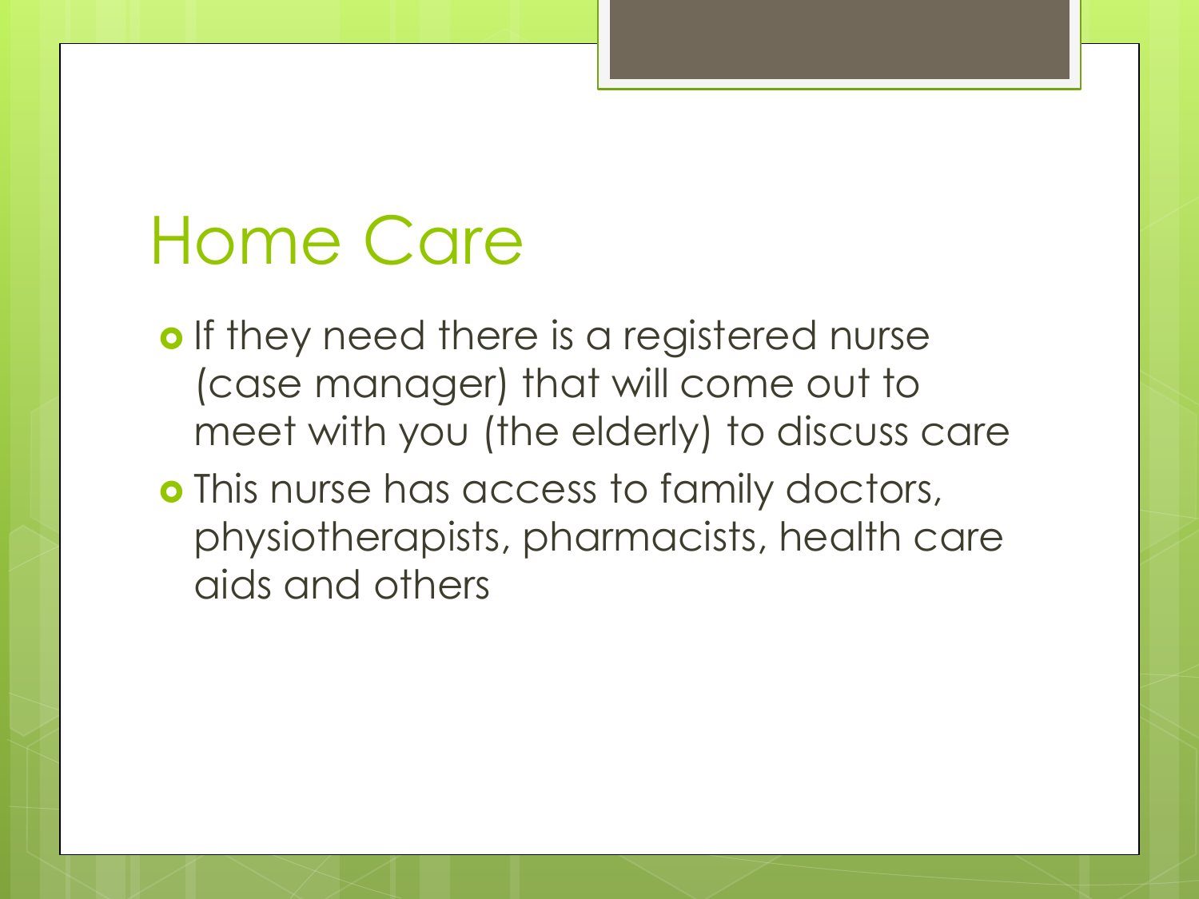# Home Care

- If they need there is a registered nurse (case manager) that will come out to meet with you (the elderly) to discuss care
- This nurse has access to family doctors, physiotherapists, pharmacists, health care aids and others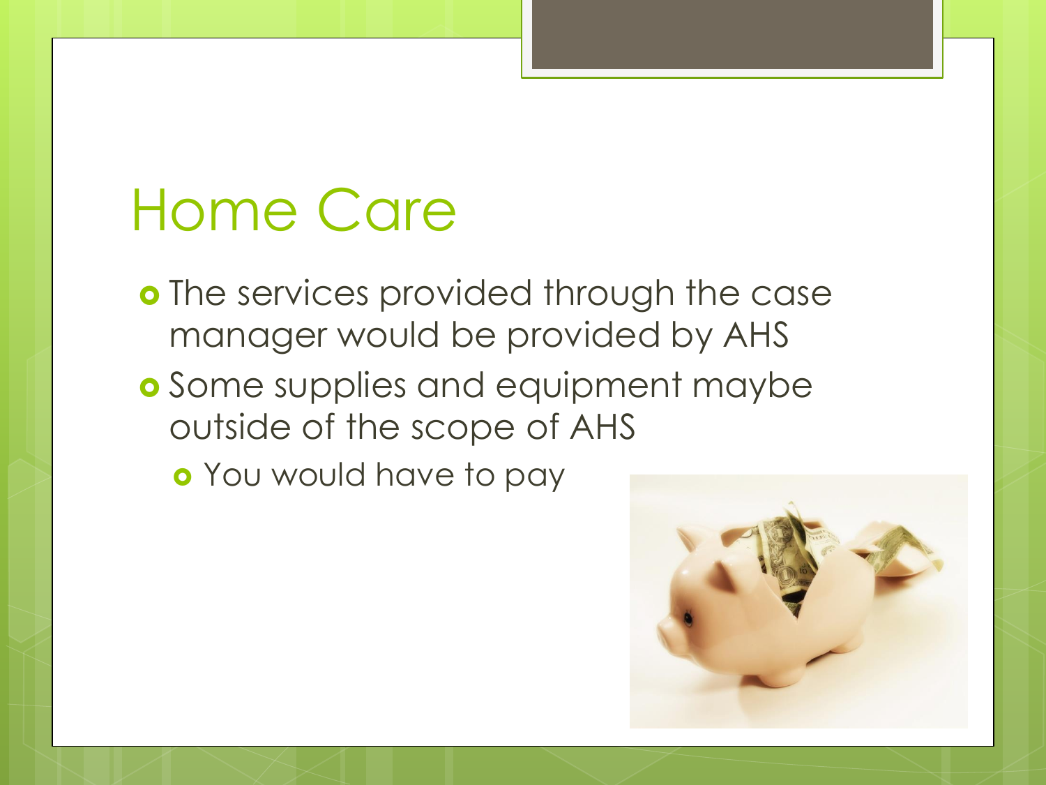# Home Care

- The services provided through the case manager would be provided by AHS
- Some supplies and equipment maybe outside of the scope of AHS
  - You would have to pay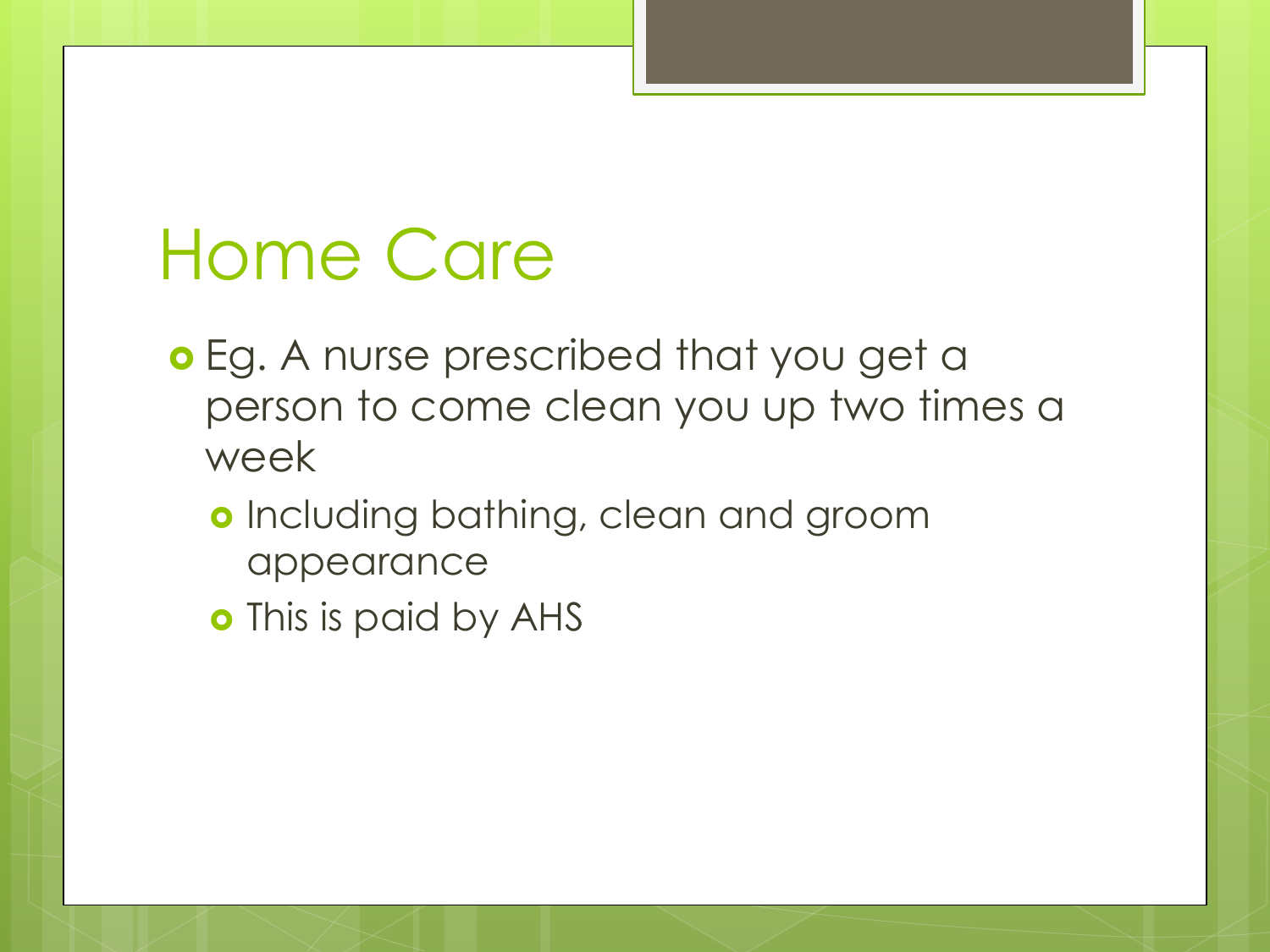# Home Care

- Eg. A nurse prescribed that you get a person to come clean you up two times a week
  - Including bathing, clean and groom appearance
  - This is paid by AHS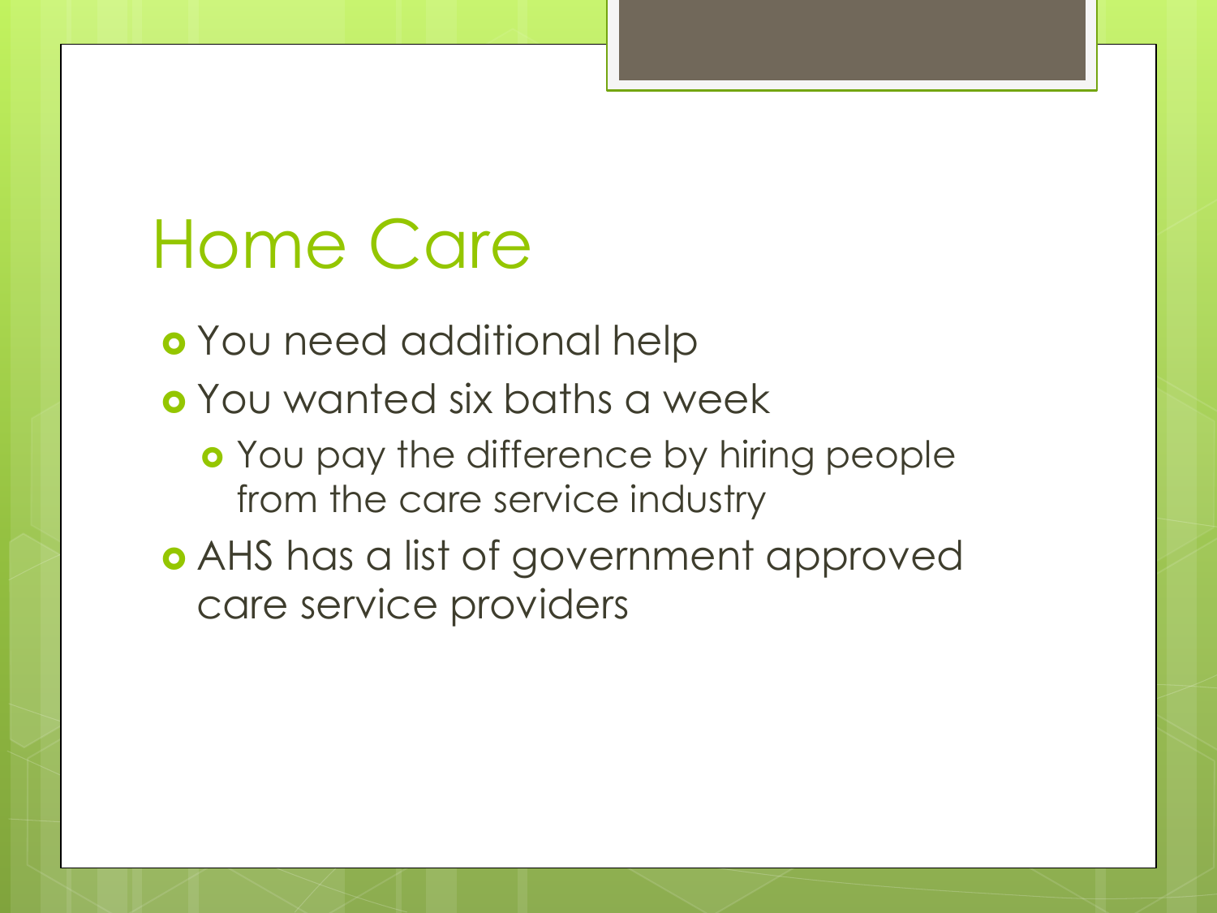# Home Care

- You need additional help
- You wanted six baths a week
  - You pay the difference by hiring people from the care service industry
- AHS has a list of government approved care service providers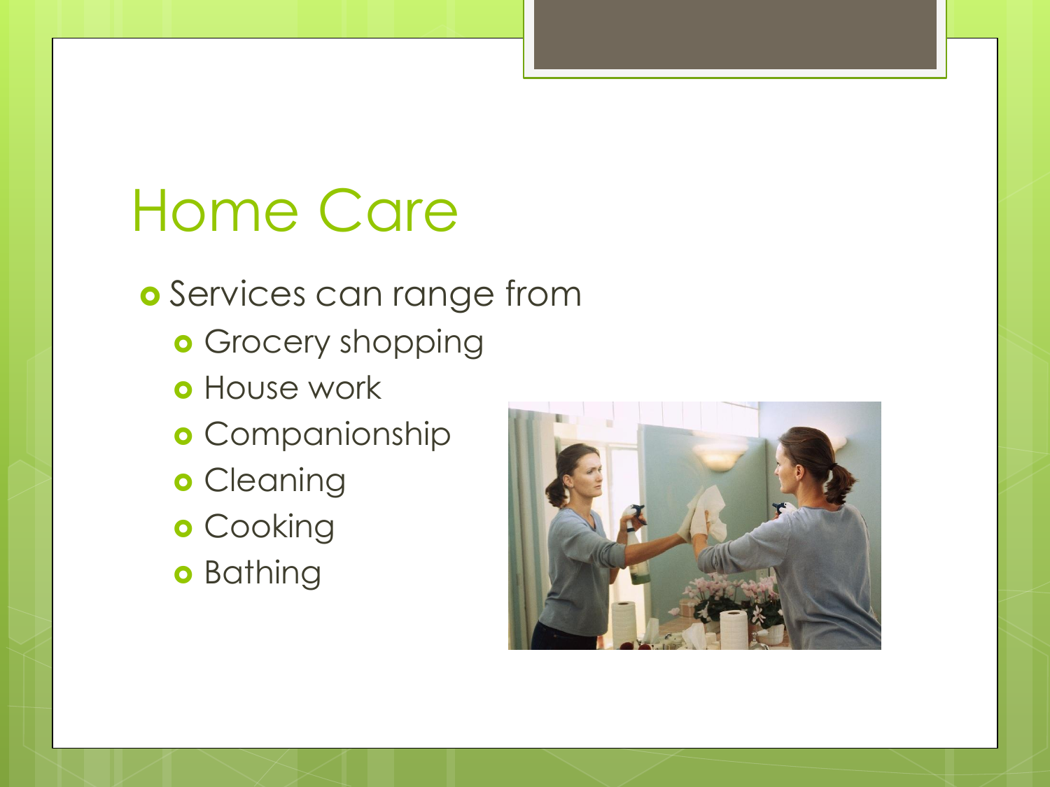# Home Care

- Services can range from
  - Grocery shopping
  - House work
  - Companionship
  - Cleaning
  - Cooking
  - Bathing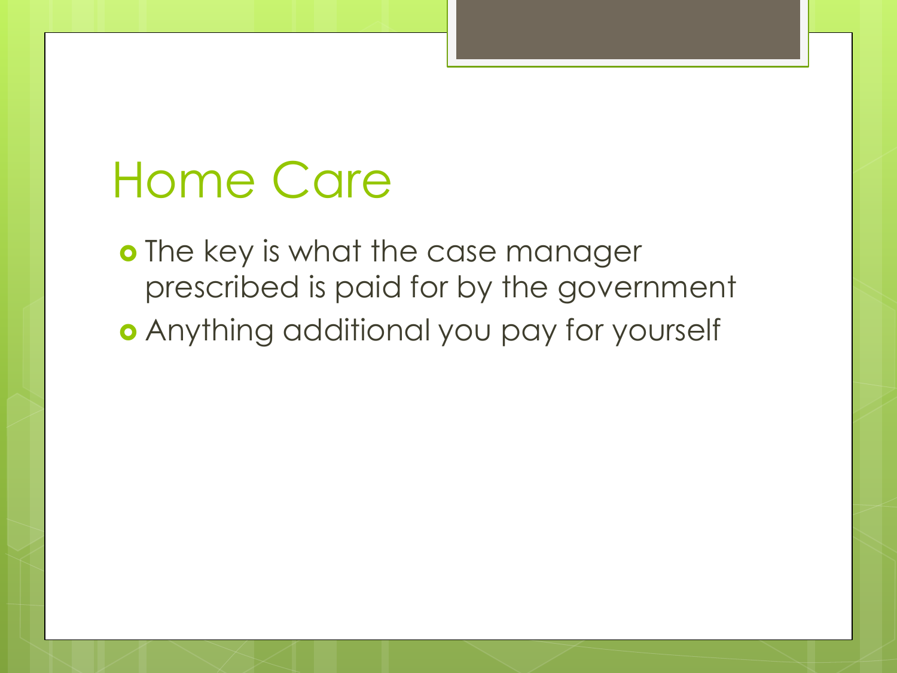# Home Care

- The key is what the case manager prescribed is paid for by the government
- Anything additional you pay for yourself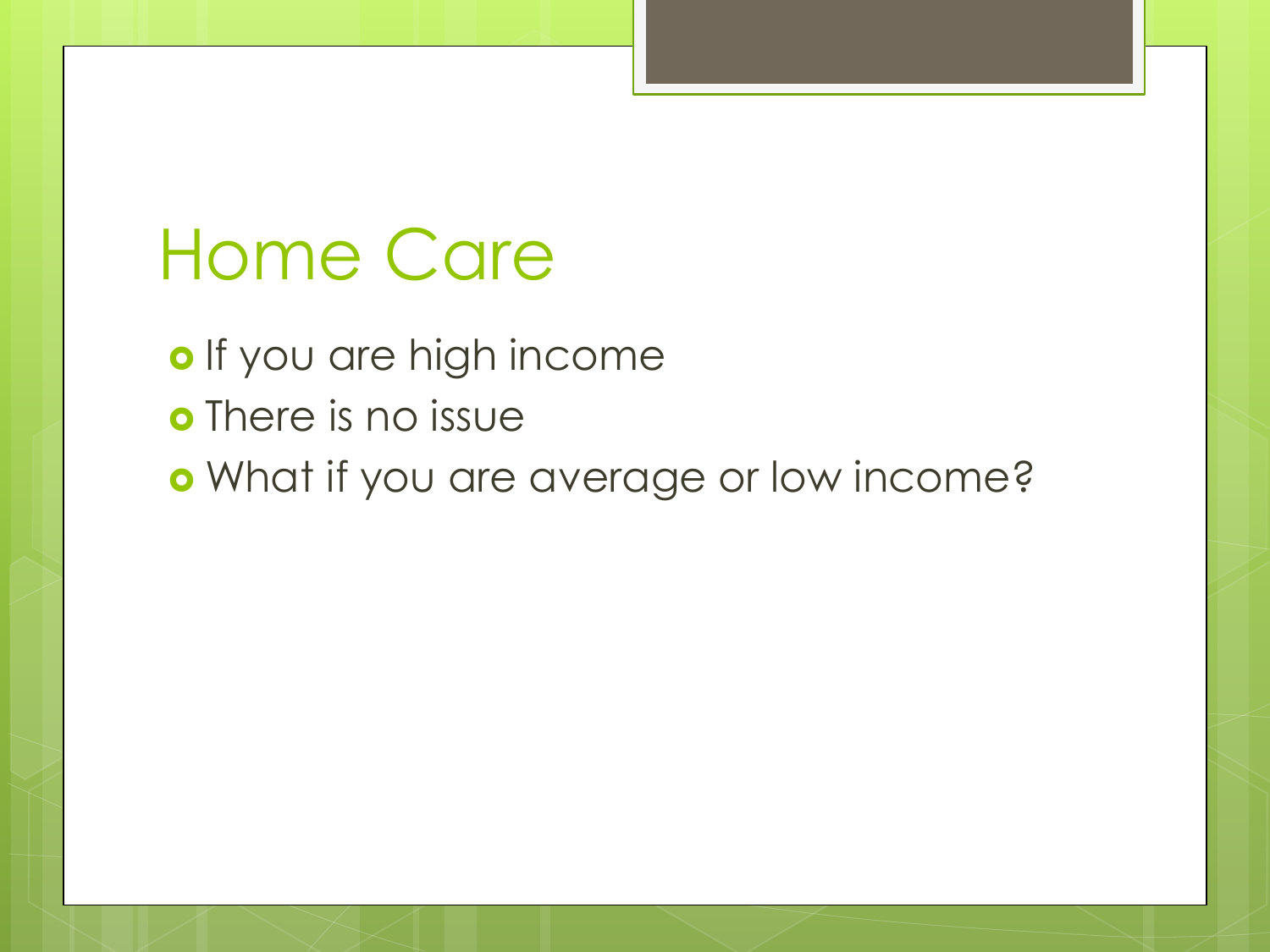# Home Care

- If you are high income
- There is no issue
- What if you are average or low income?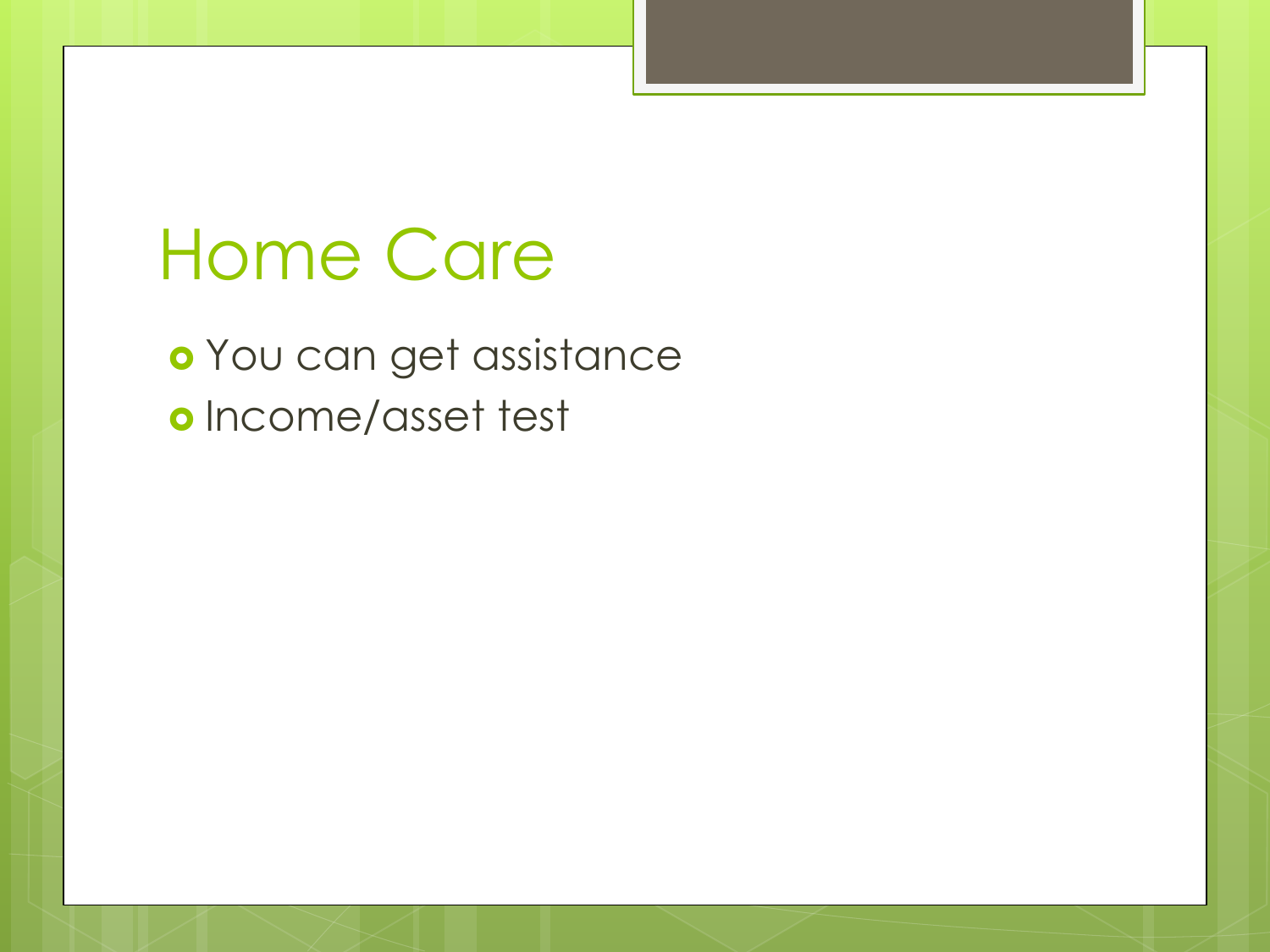# Home Care

- You can get assistance
- Income/asset test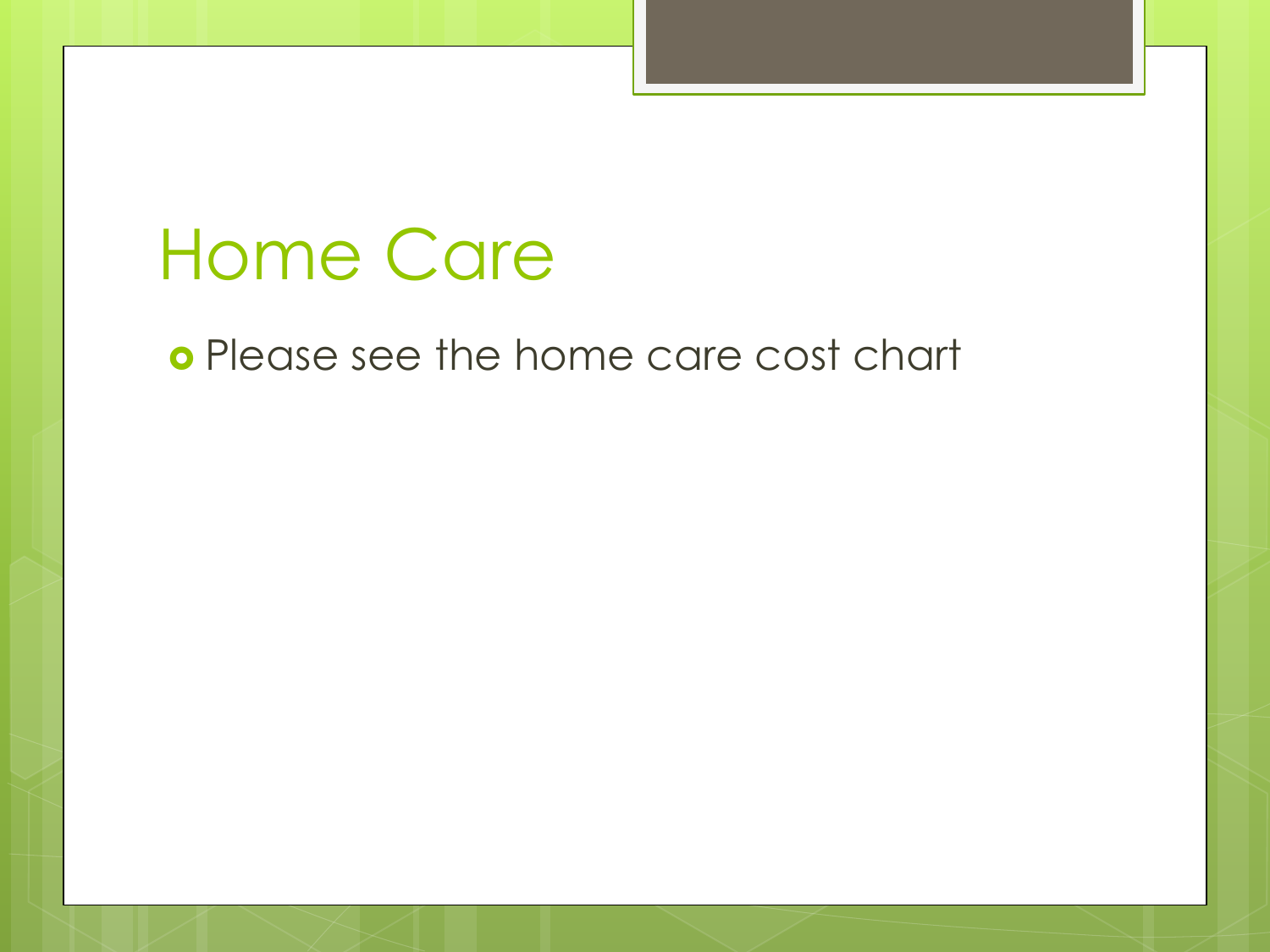# Home Care

- Please see the home care cost chart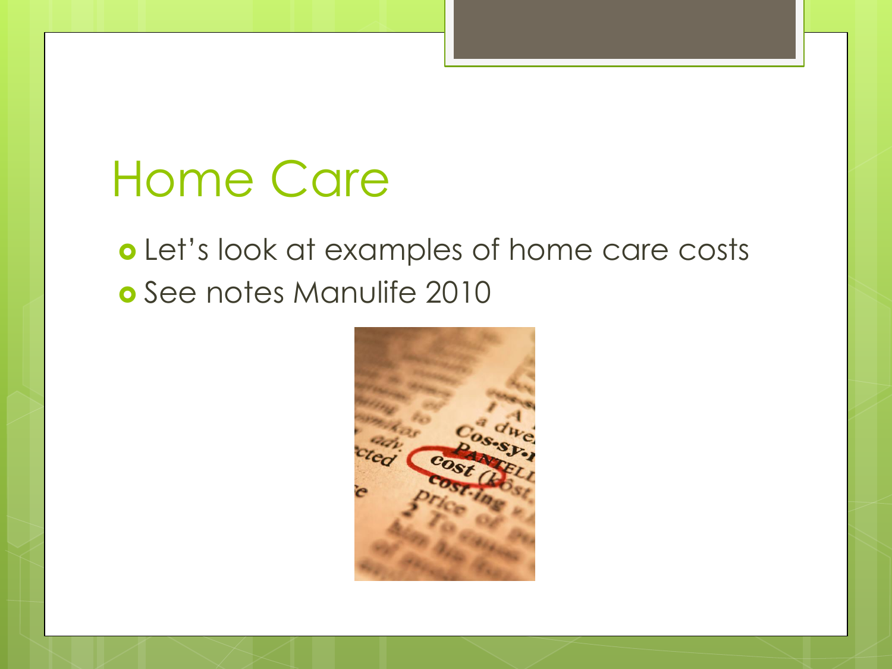# Home Care

- Let's look at examples of home care costs
- See notes Manulife 2010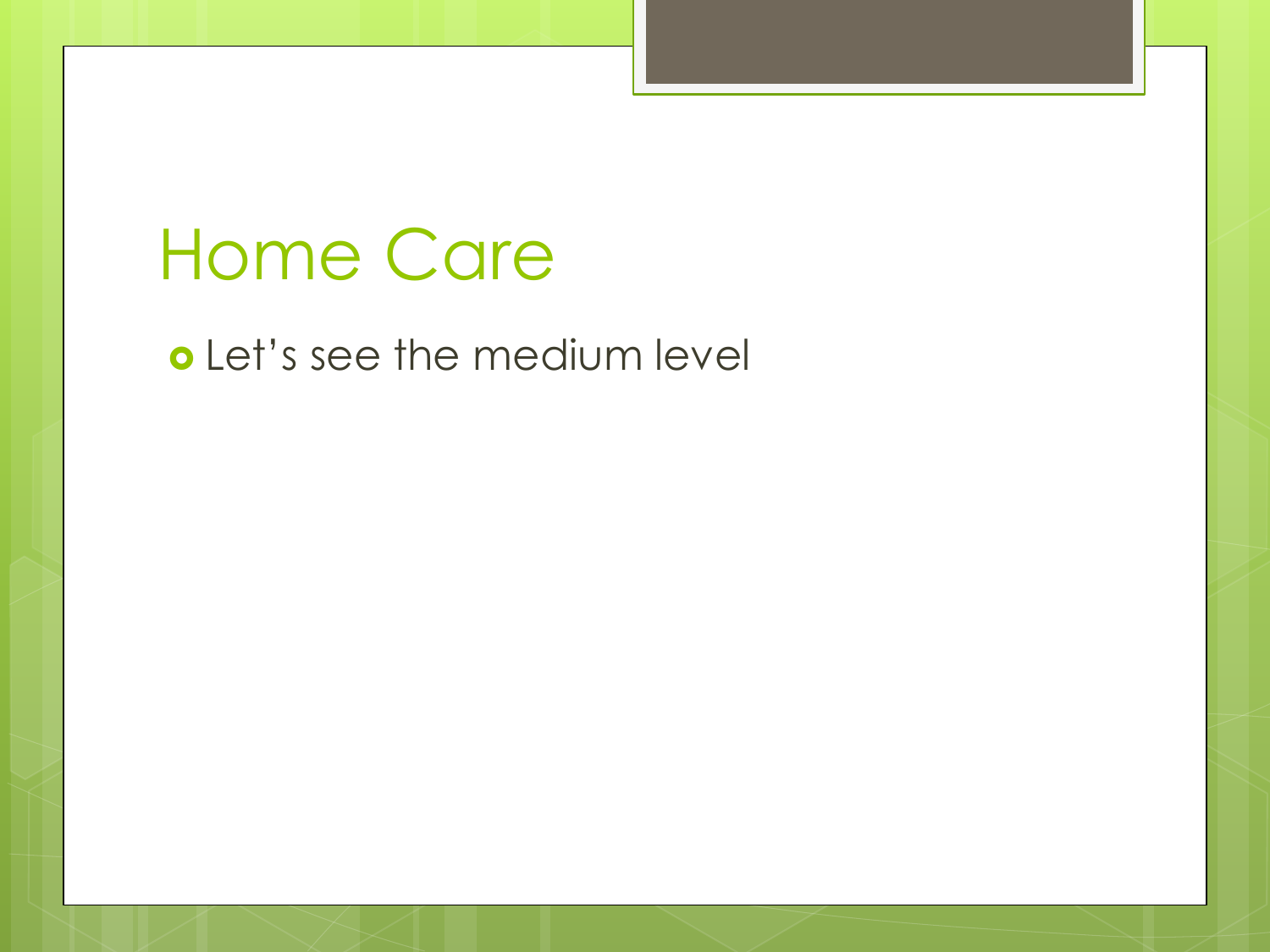# Home Care

- Let’s see the medium level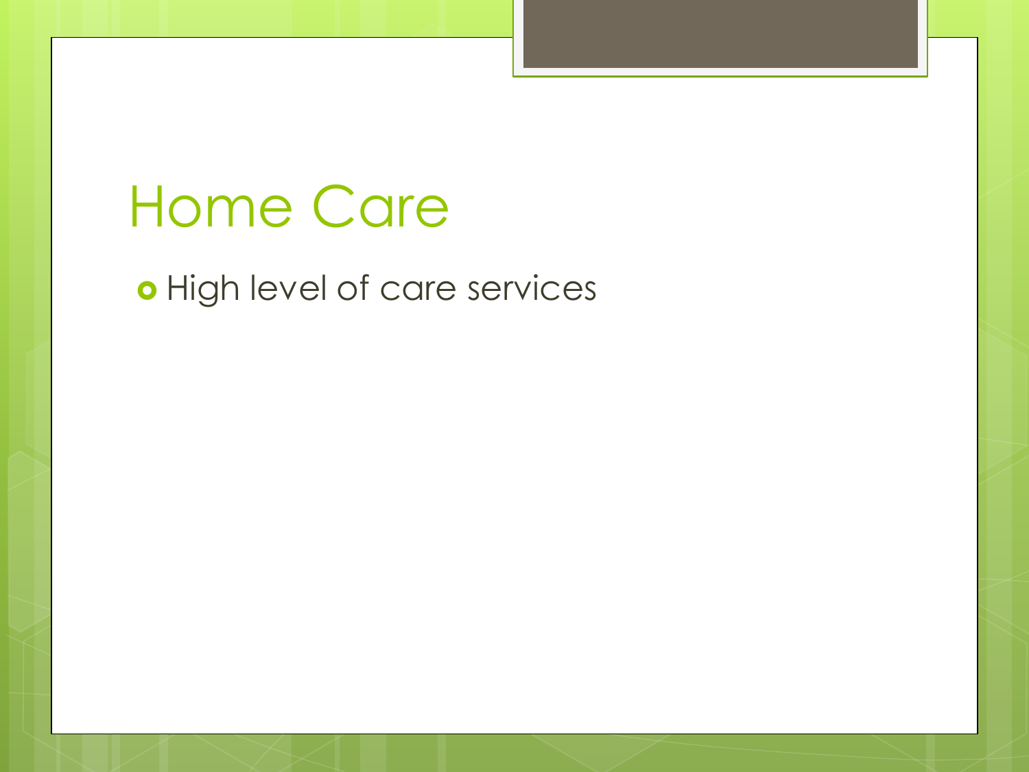# Home Care

- High level of care services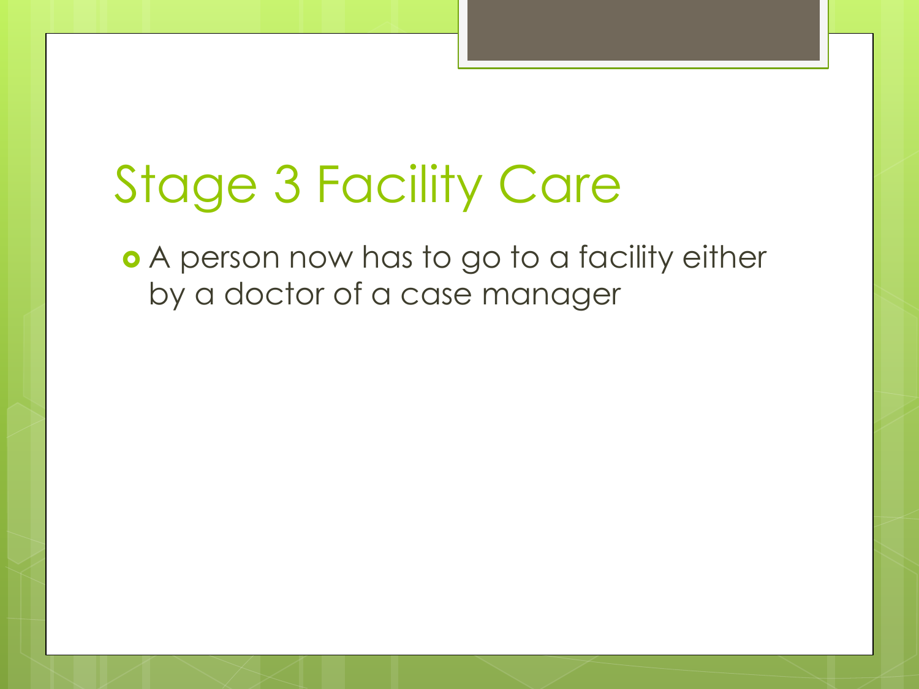# Stage 3 Facility Care

- A person now has to go to a facility either by a doctor of a case manager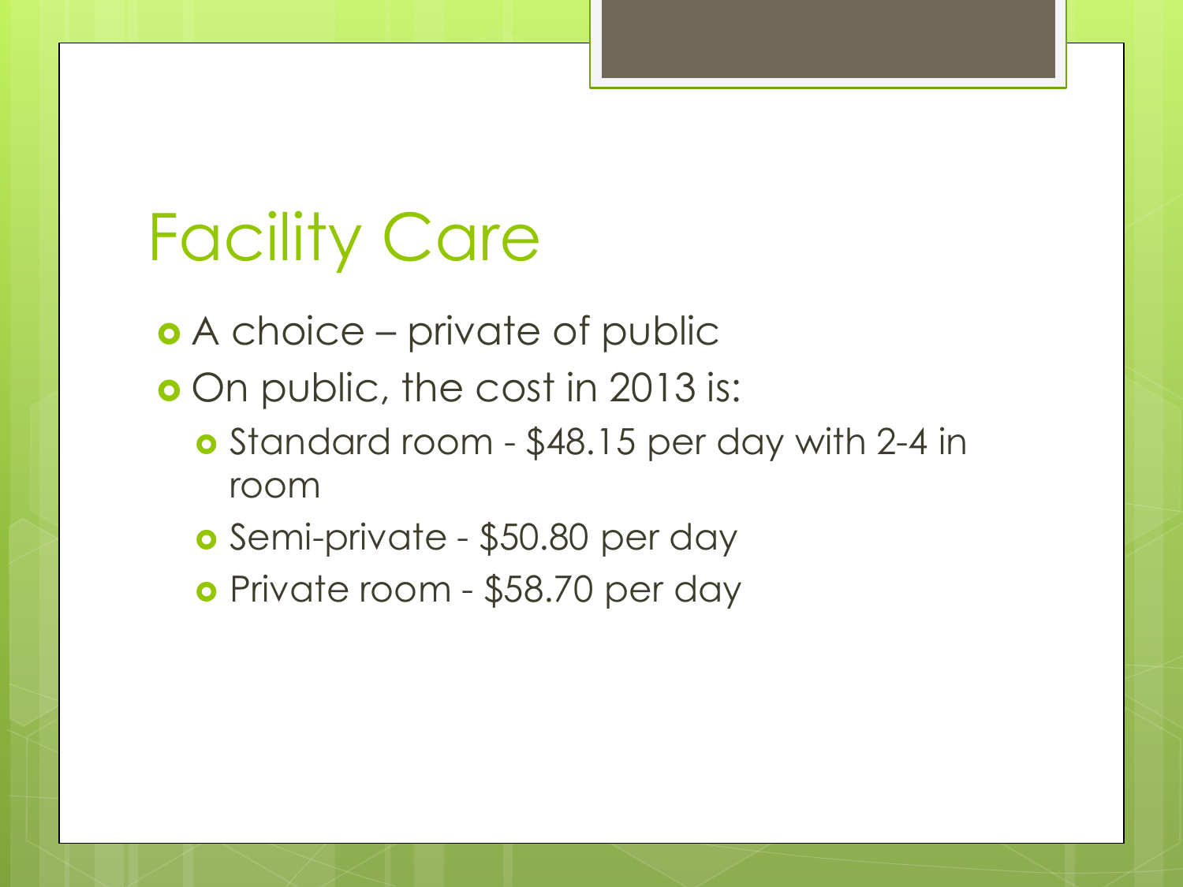# Facility Care

- A choice – private of public
- On public, the cost in 2013 is:
  - Standard room - $48.15 per day with 2-4 in room
  - Semi-private - $50.80 per day
  - Private room - $58.70 per day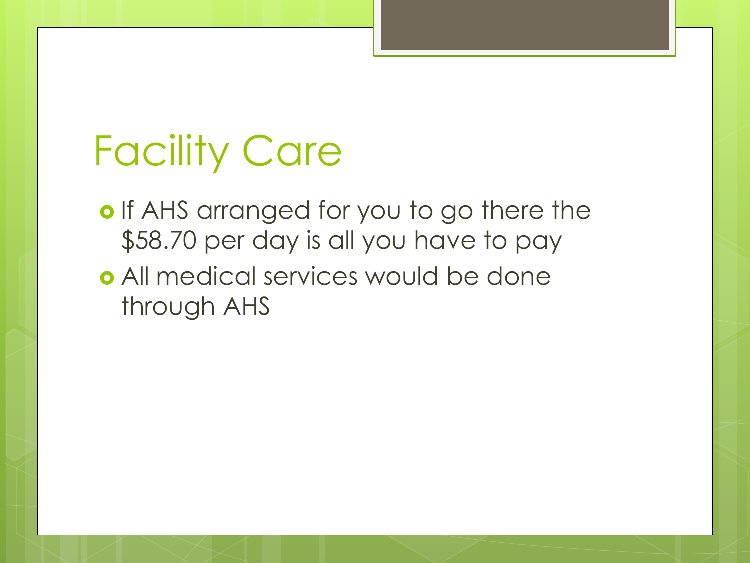# Facility Care

- If AHS arranged for you to go there the $58.70 per day is all you have to pay
- All medical services would be done through AHS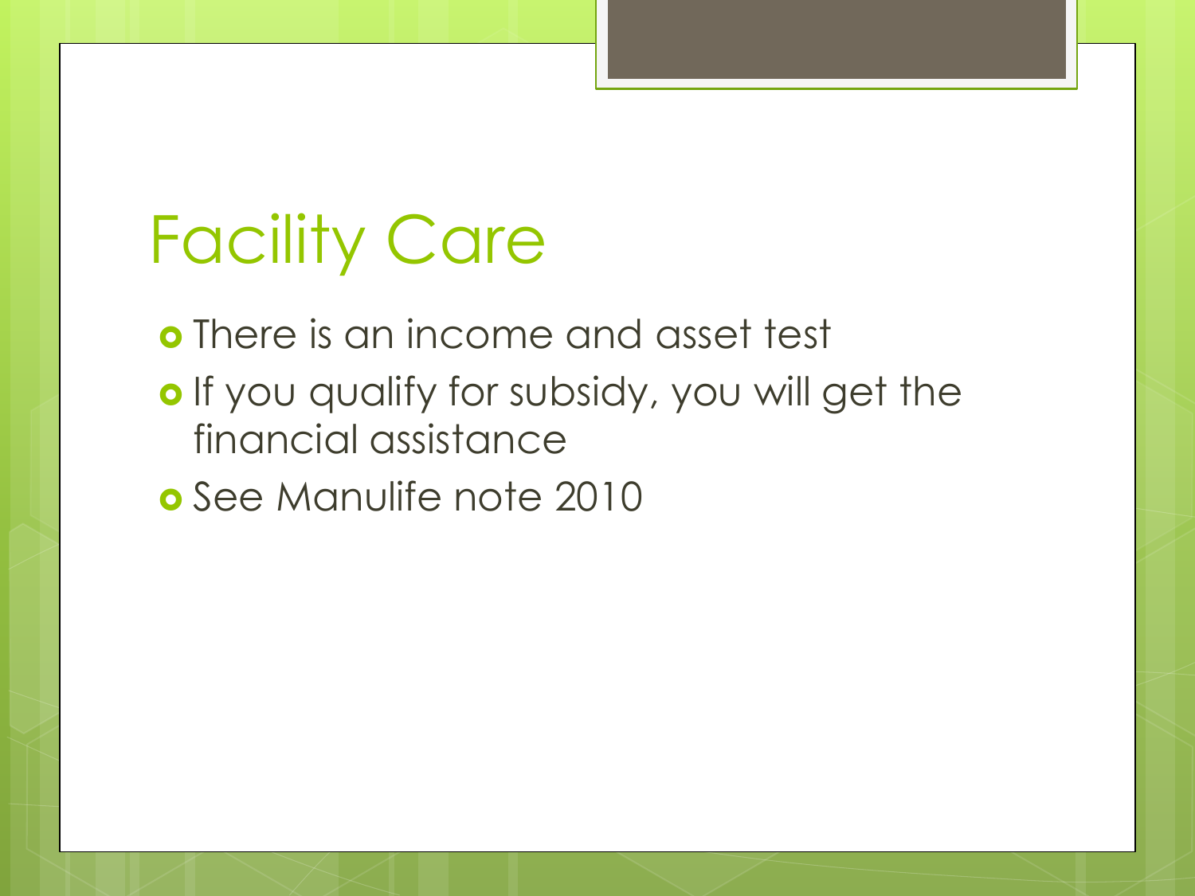# Facility Care

- There is an income and asset test
- If you qualify for subsidy, you will get the financial assistance
- See Manulife note 2010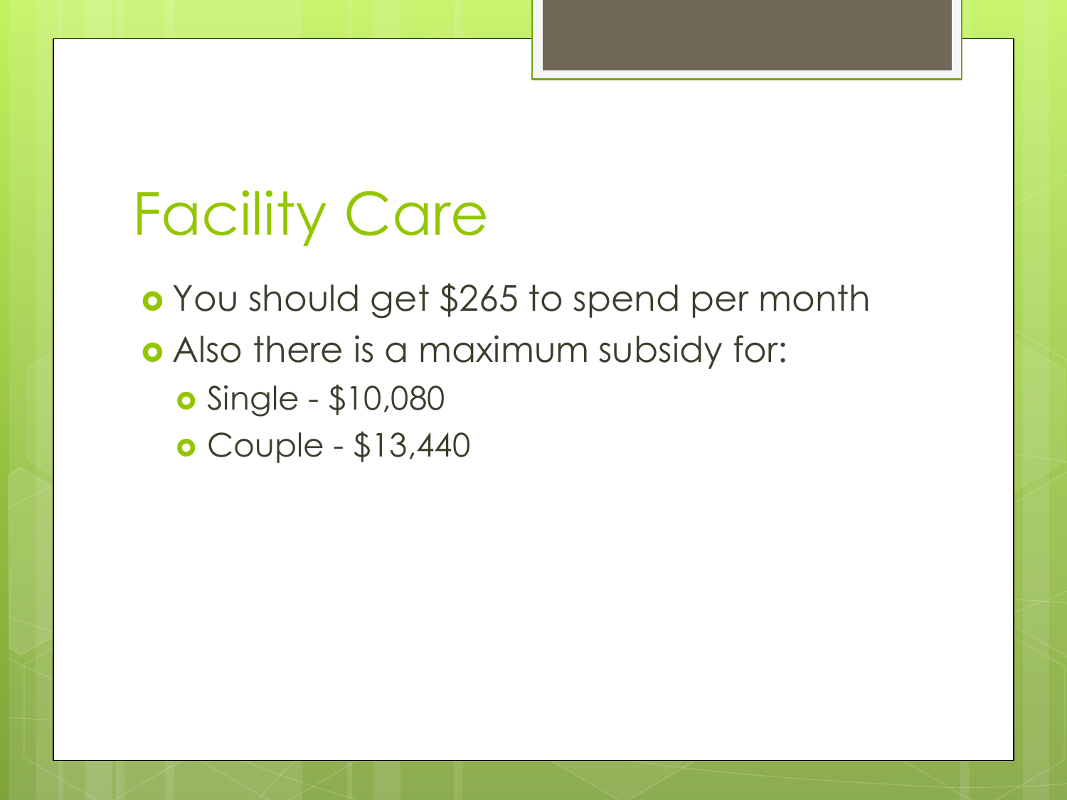# Facility Care

- You should get $265 to spend per month
- Also there is a maximum subsidy for:
  - Single - $10,080
  - Couple - $13,440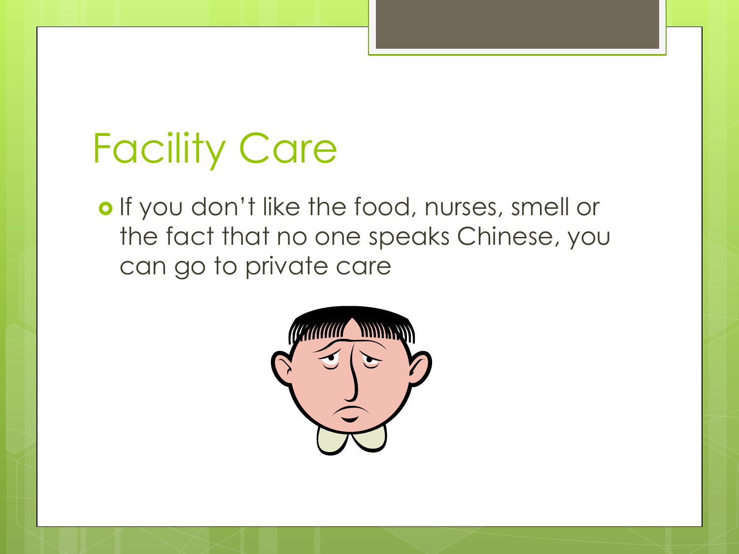# Facility Care

- If you don't like the food, nurses, smell or the fact that no one speaks Chinese, you can go to private care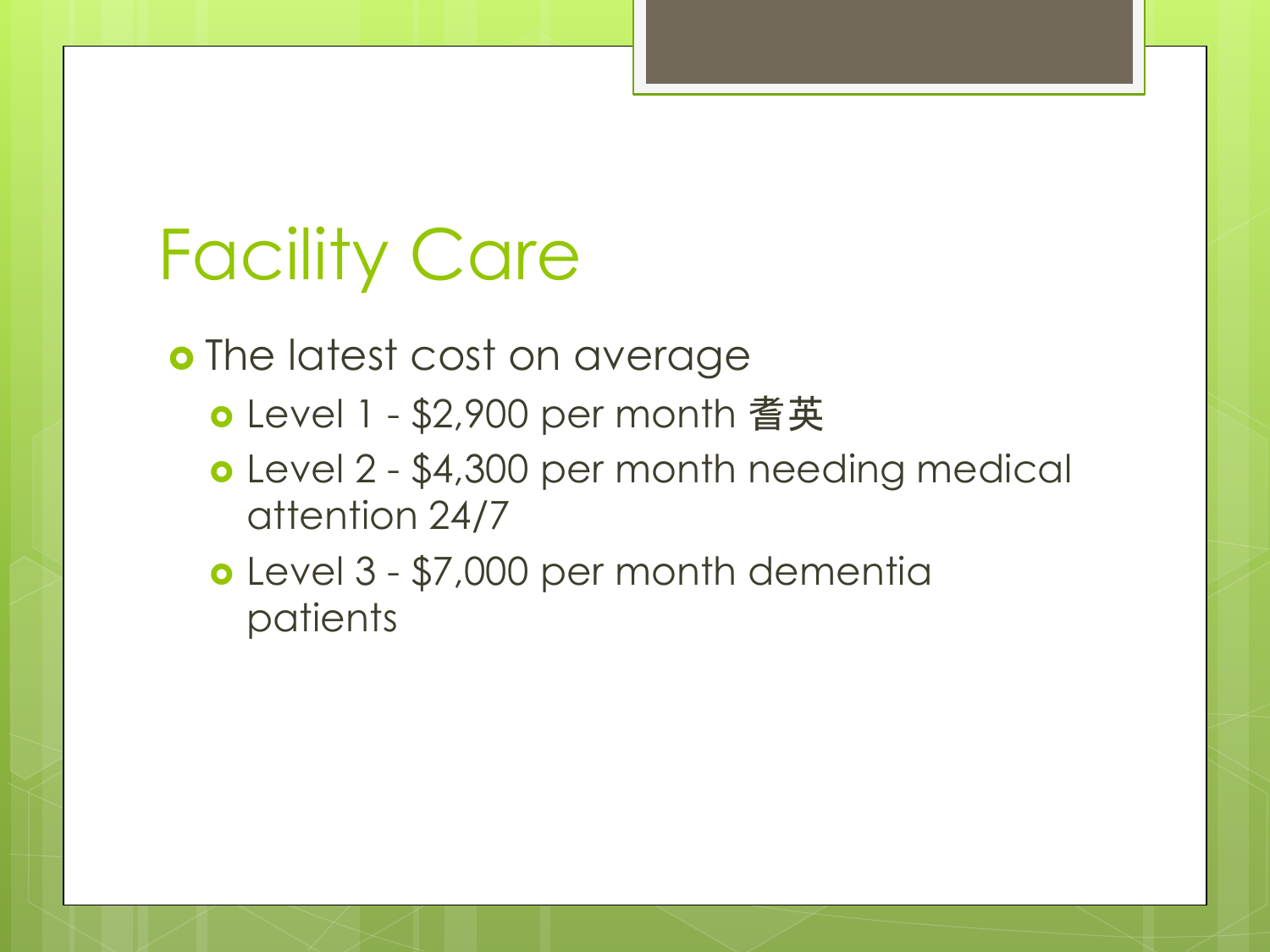# Facility Care

- The latest cost on average
  - Level 1 - $2,900 per month 耆英
  - Level 2 - $4,300 per month needing medical attention 24/7
  - Level 3 - $7,000 per month dementia patients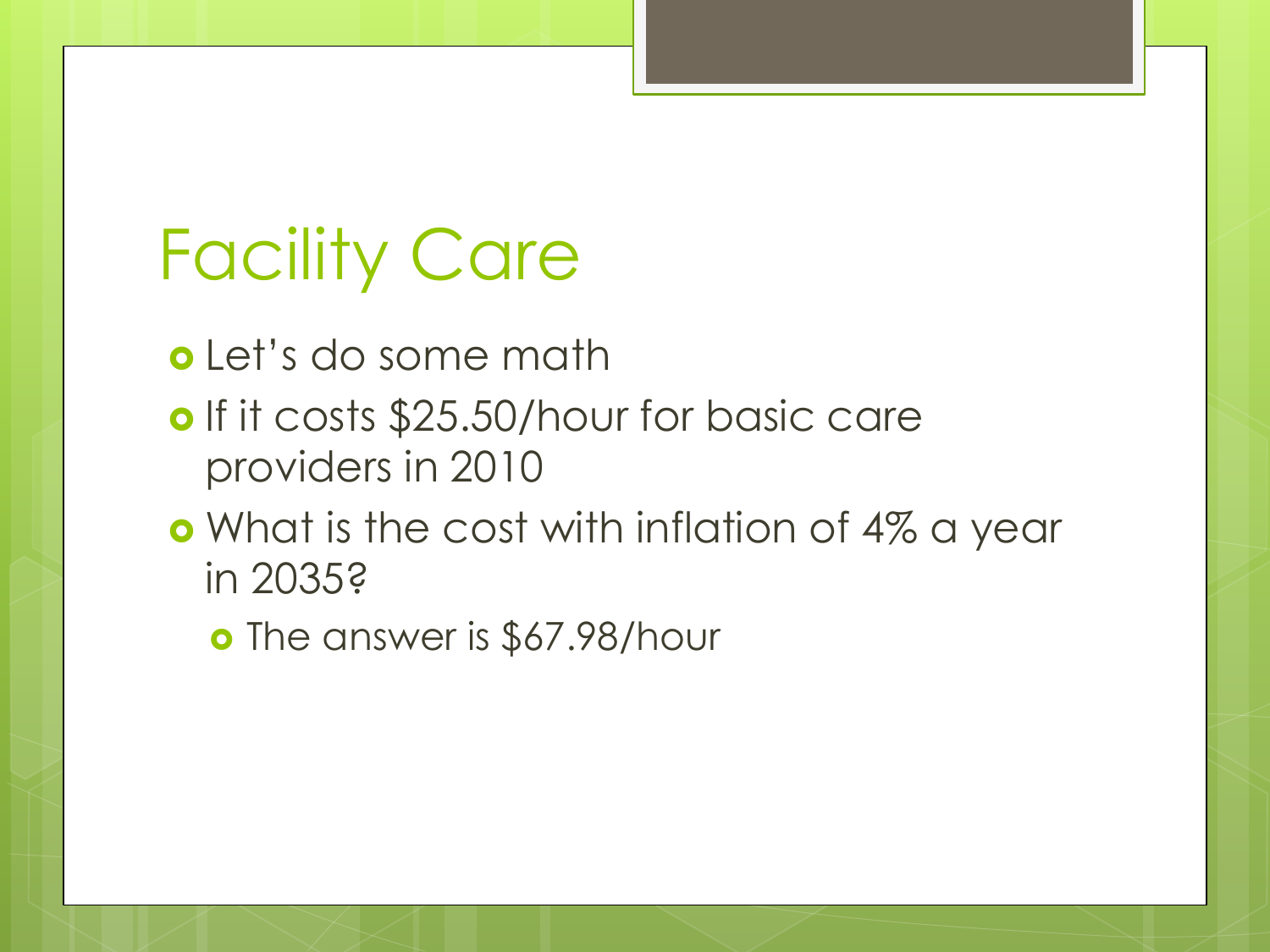# Facility Care

- Let's do some math
- If it costs $25.50/hour for basic care providers in 2010
- What is the cost with inflation of 4% a year in 2035?
  - The answer is $67.98/hour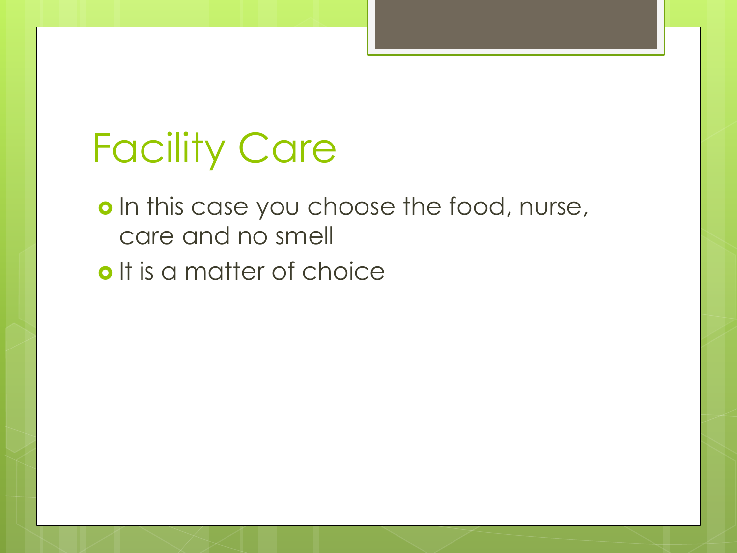# Facility Care

- In this case you choose the food, nurse, care and no smell
- It is a matter of choice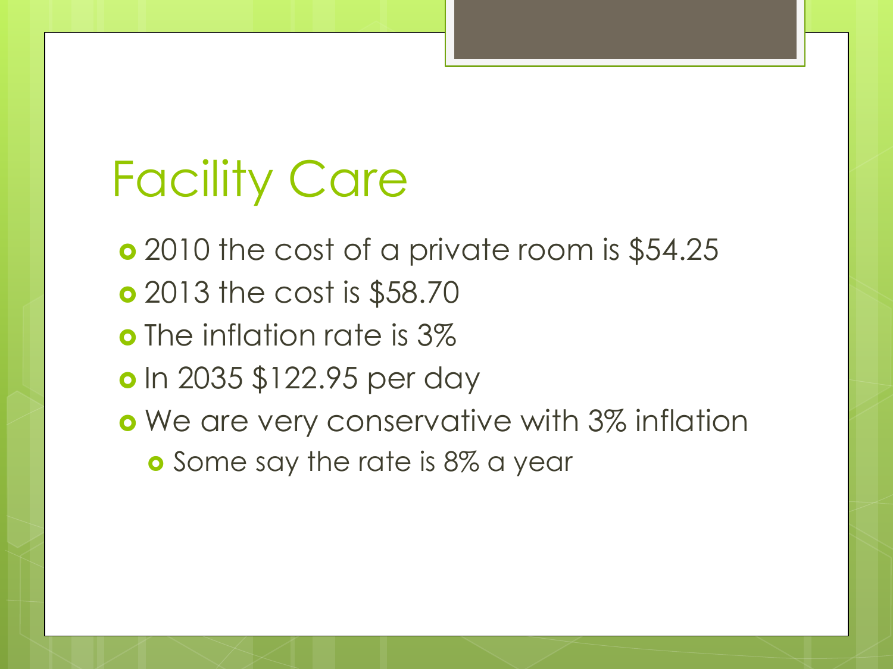# Facility Care

- 2010 the cost of a private room is $54.25
- 2013 the cost is $58.70
- The inflation rate is 3%
- In 2035 $122.95 per day
- We are very conservative with 3% inflation
  - Some say the rate is 8% a year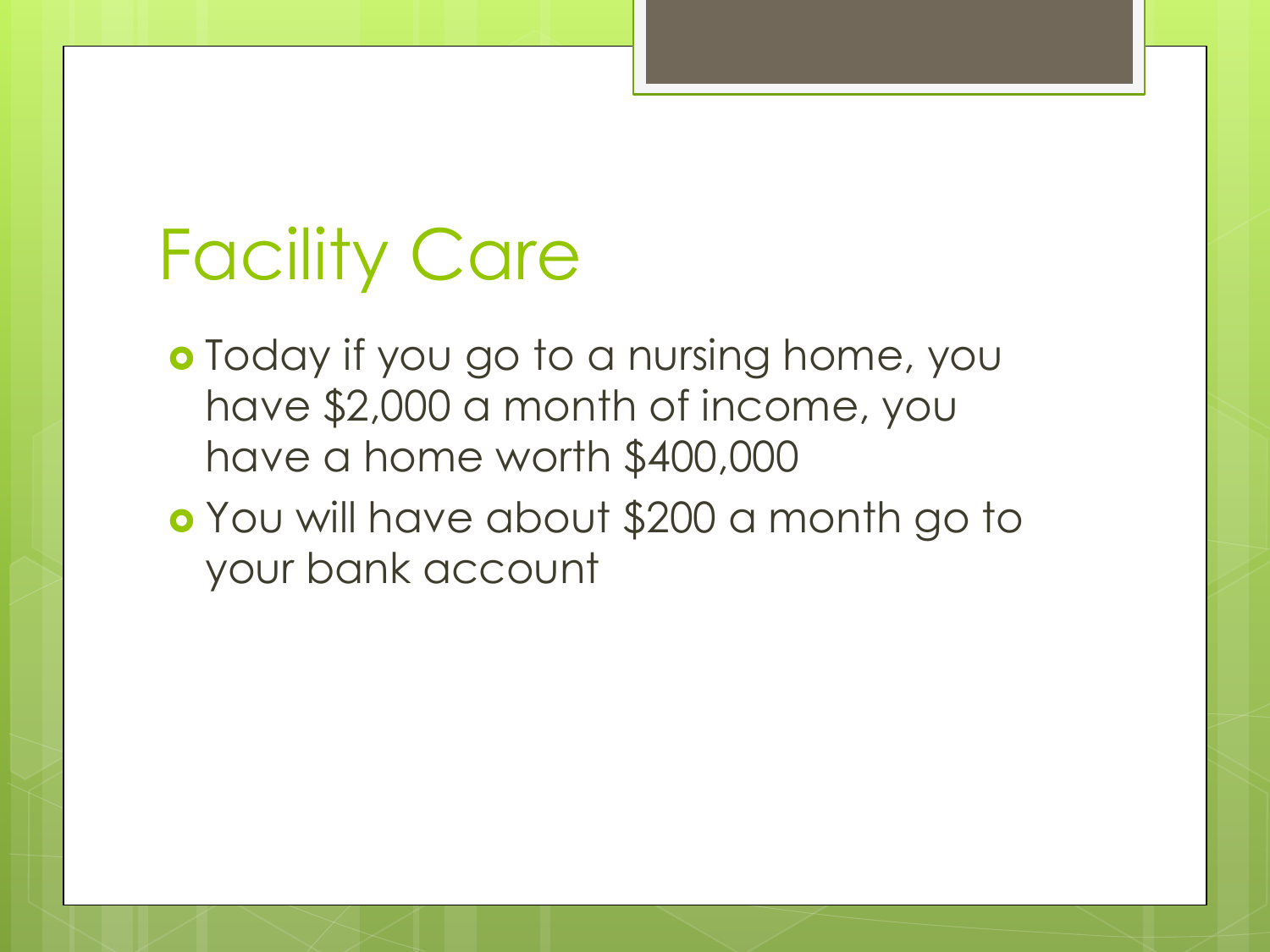# Facility Care

- Today if you go to a nursing home, you have $2,000 a month of income, you have a home worth $400,000
- You will have about $200 a month go to your bank account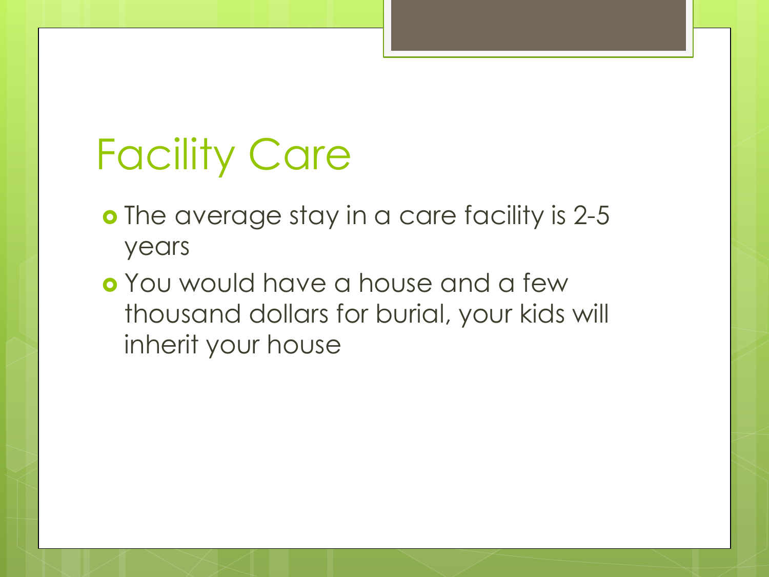# Facility Care

- The average stay in a care facility is 2-5 years
- You would have a house and a few thousand dollars for burial, your kids will inherit your house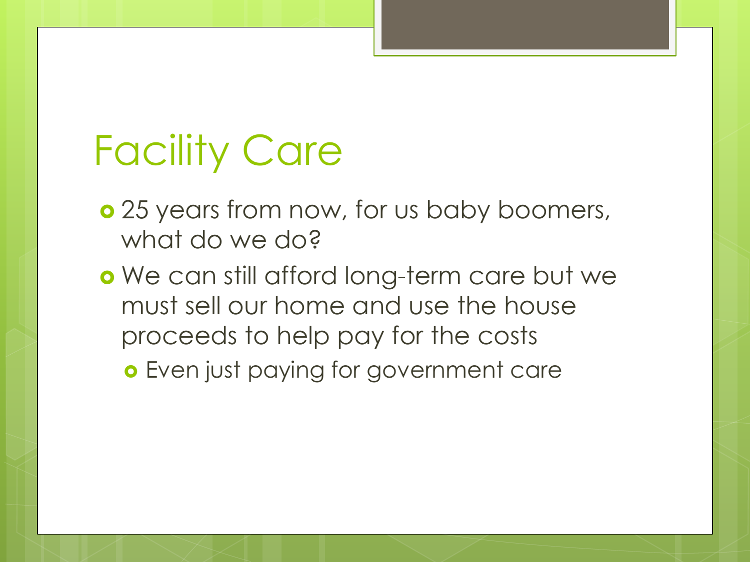# Facility Care

- 25 years from now, for us baby boomers, what do we do?
- We can still afford long-term care but we must sell our home and use the house proceeds to help pay for the costs
  - Even just paying for government care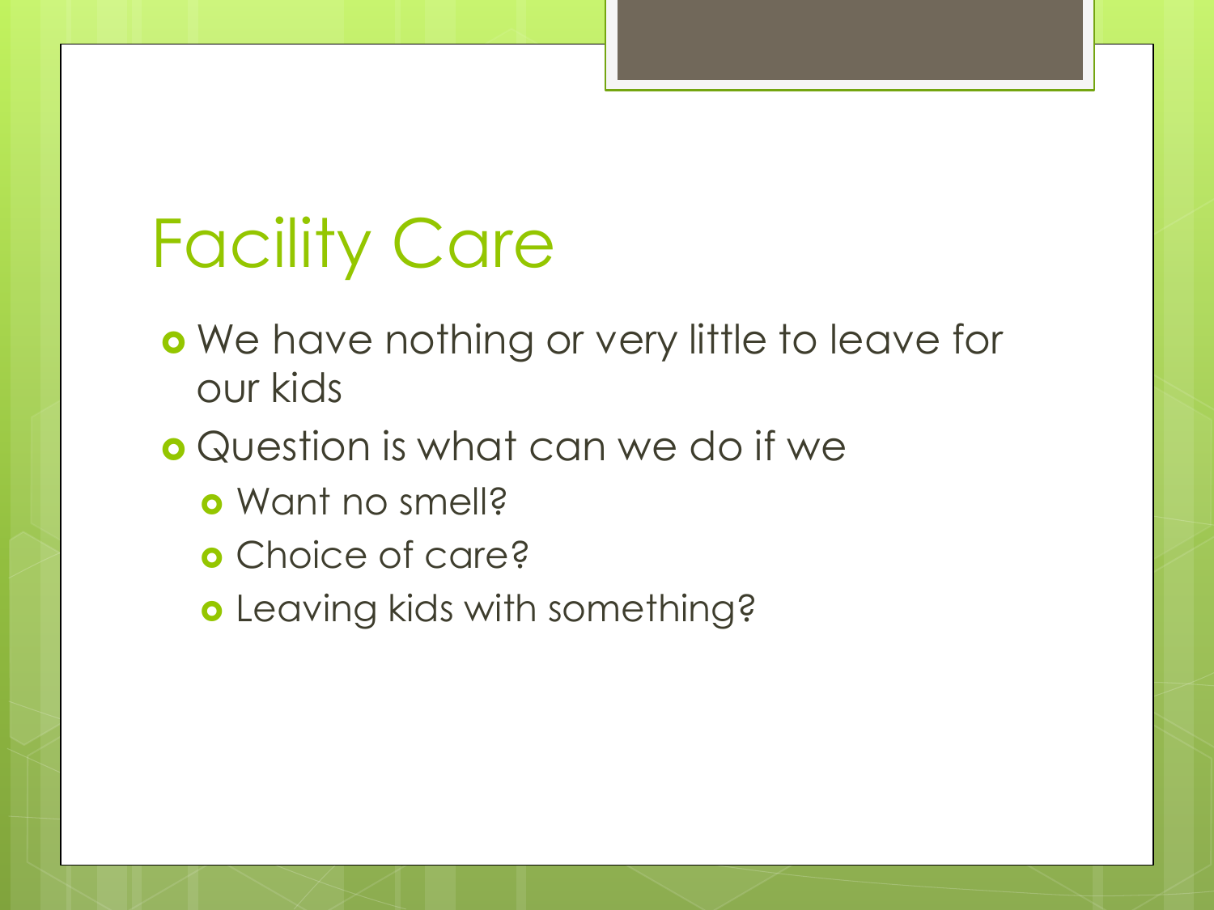# Facility Care

- We have nothing or very little to leave for our kids
- Question is what can we do if we
  - Want no smell?
  - Choice of care?
  - Leaving kids with something?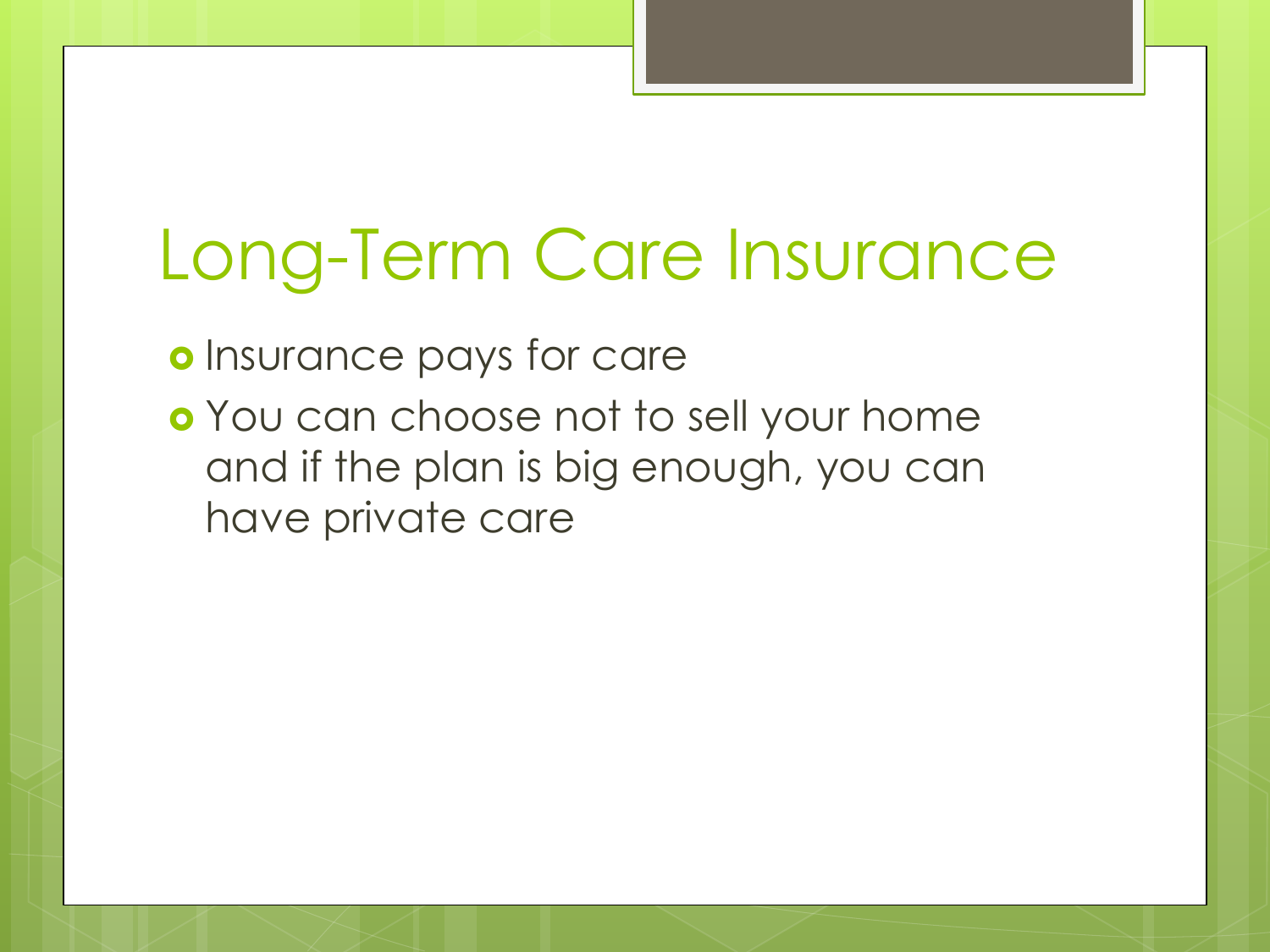# Long-Term Care Insurance

- Insurance pays for care
- You can choose not to sell your home and if the plan is big enough, you can have private care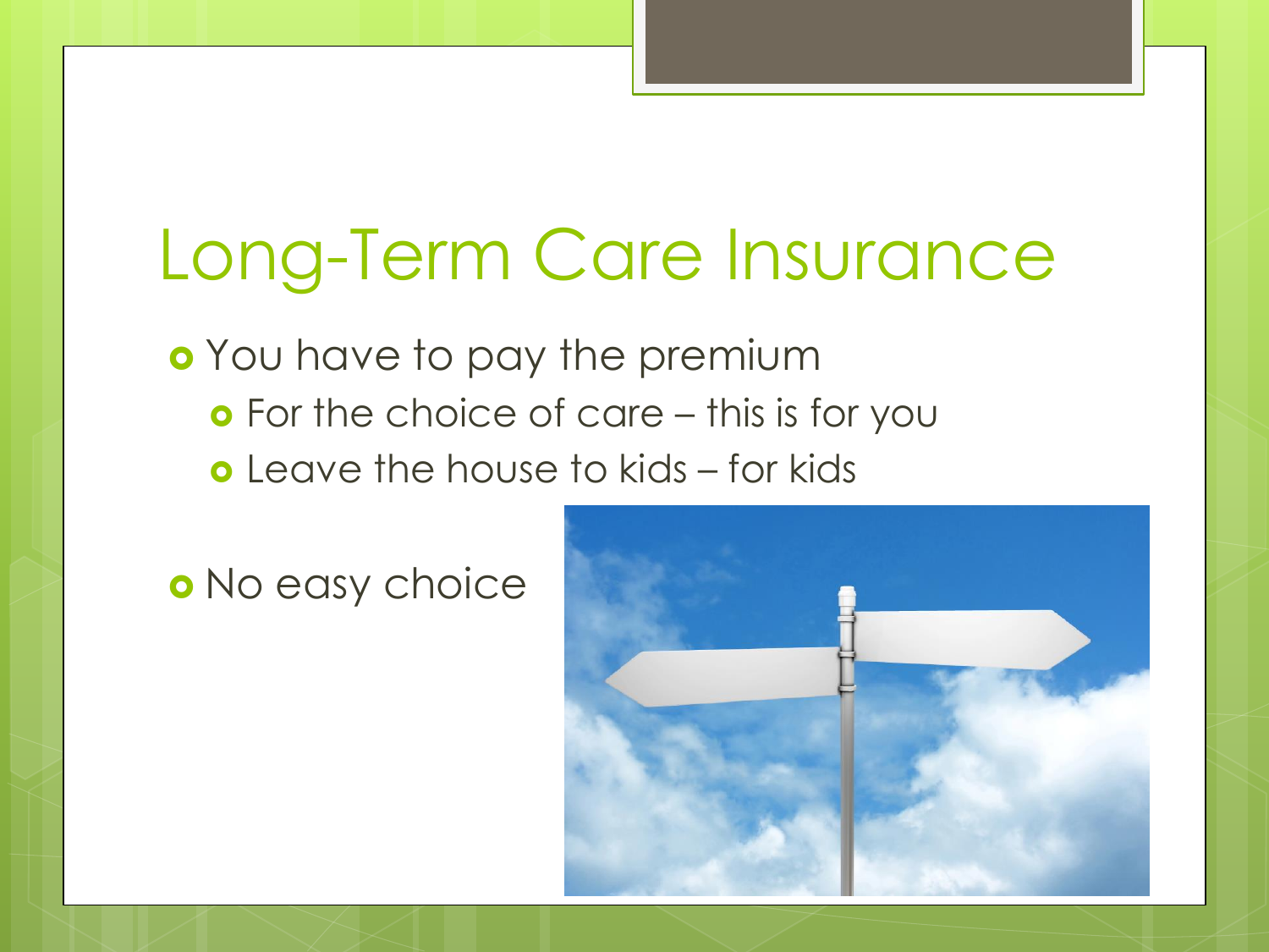# Long-Term Care Insurance

- You have to pay the premium
  - For the choice of care – this is for you
  - Leave the house to kids – for kids

- No easy choice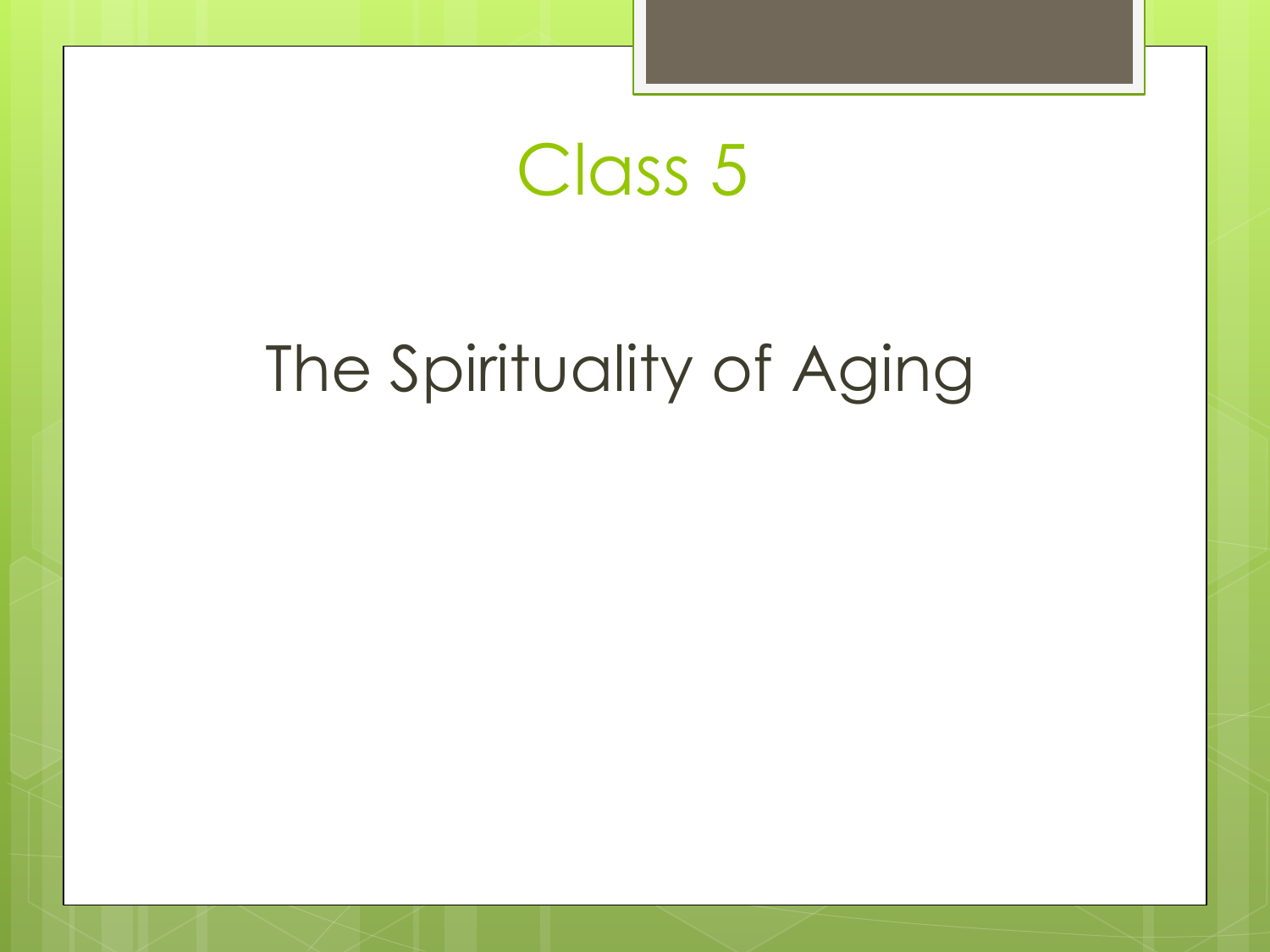# Class 5

## The Spirituality of Aging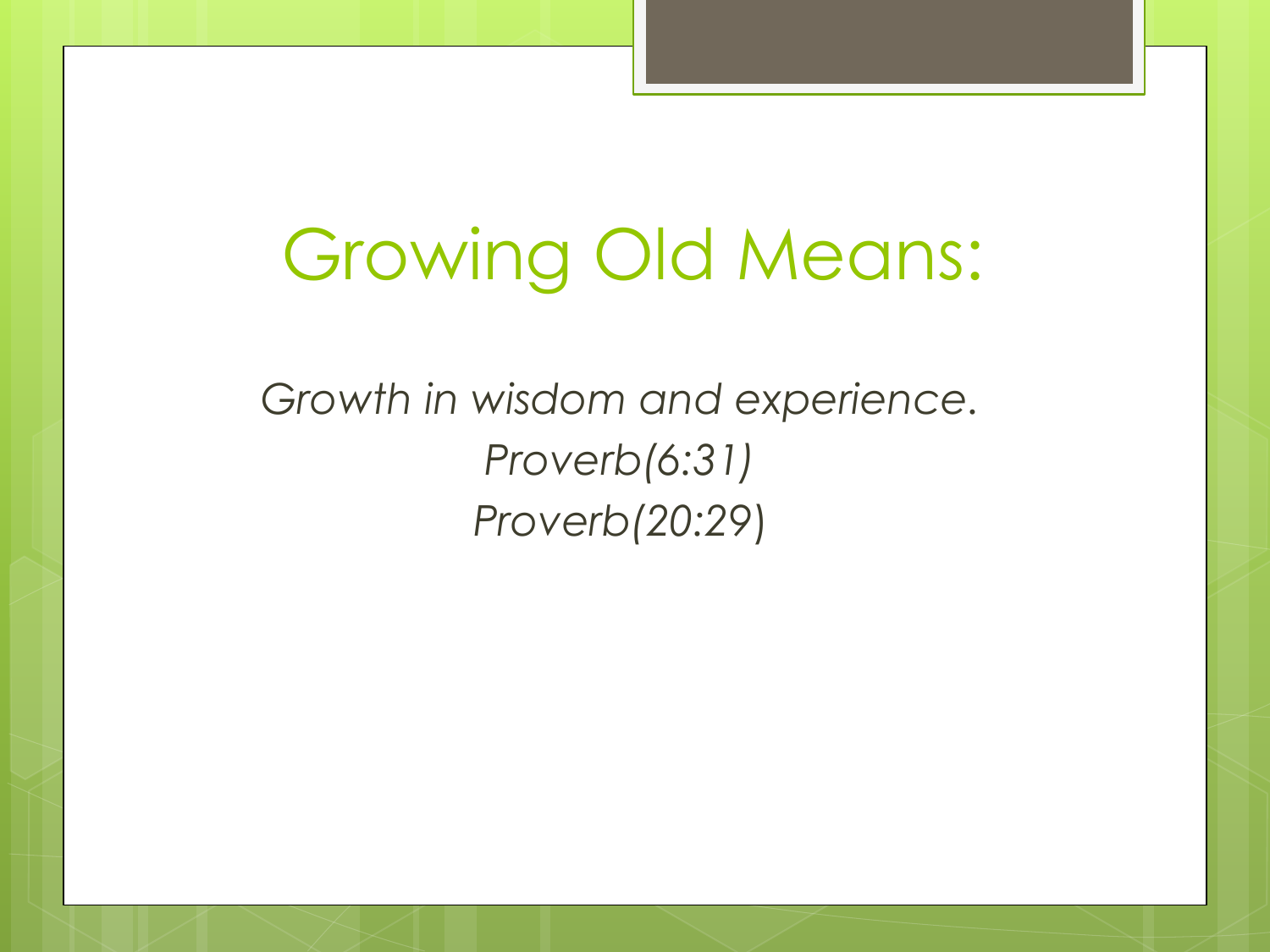# Growing Old Means:

*Growth in wisdom and experience.*

*Proverb(6:31)*

*Proverb(20:29)*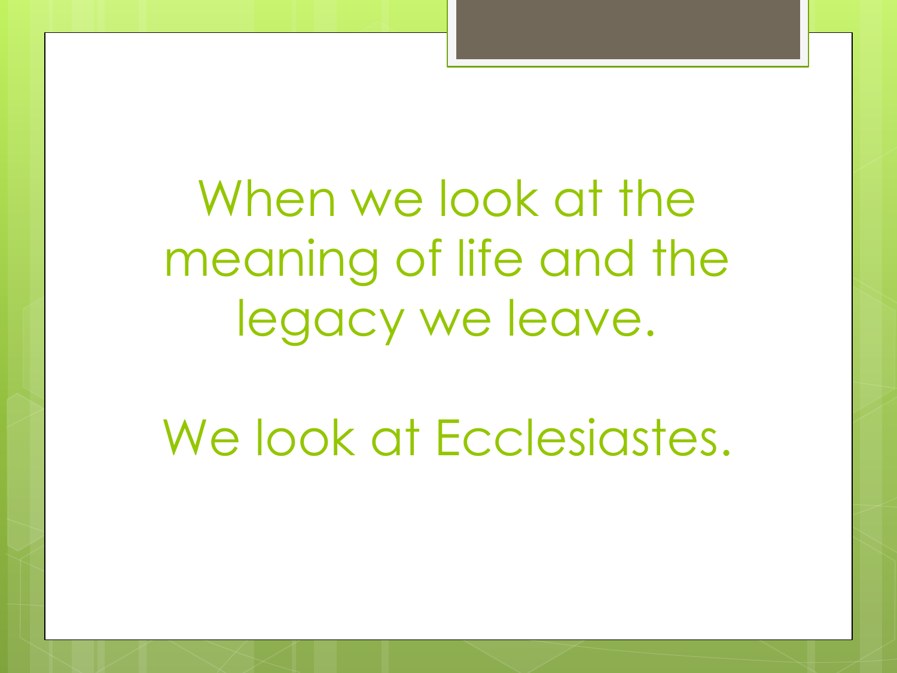When we look at the meaning of life and the legacy we leave.

We look at Ecclesiastes.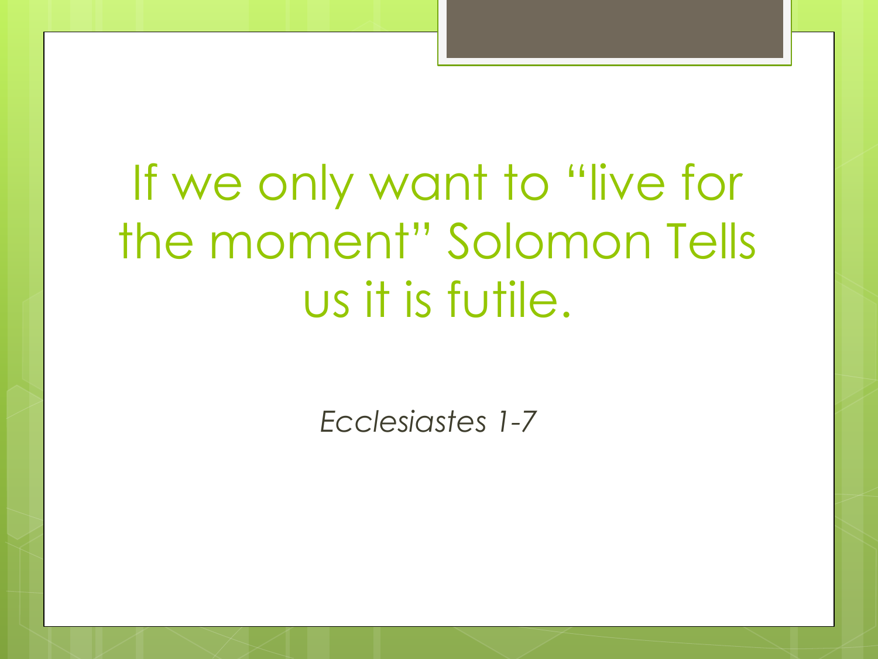# If we only want to “live for the moment” Solomon Tells us it is futile.

*Ecclesiastes 1-7*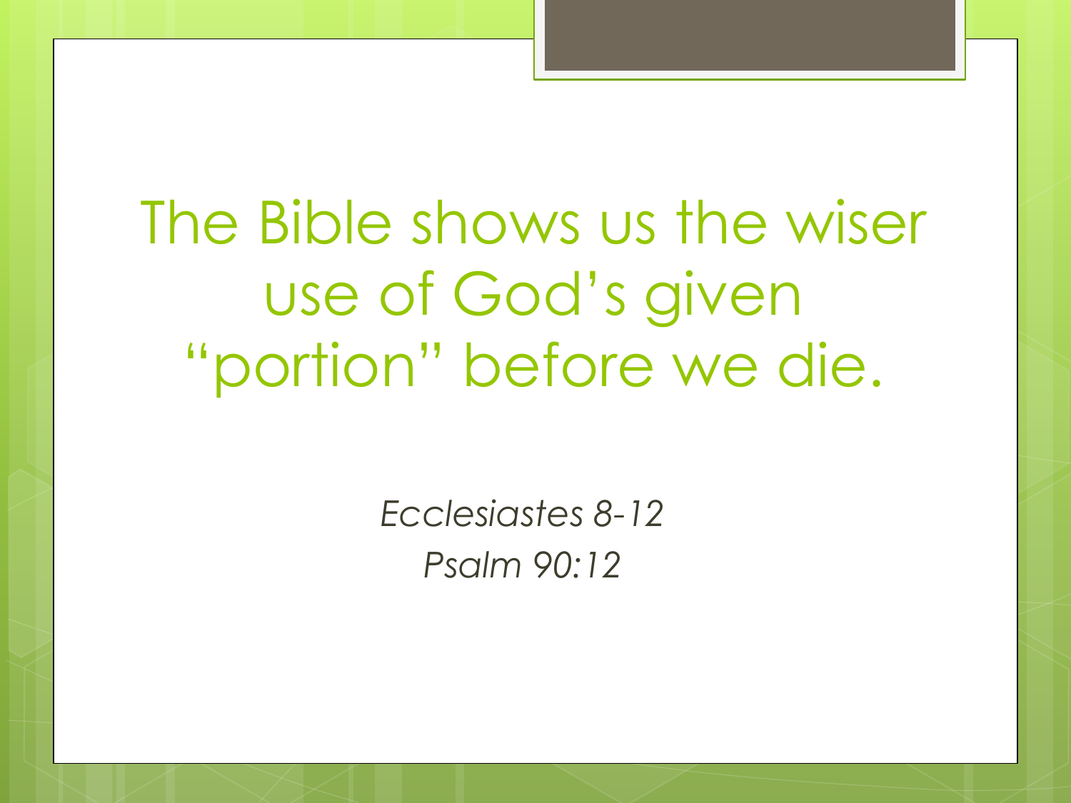# The Bible shows us the wiser use of God's given "portion" before we die.

*Ecclesiastes 8-12*
*Psalm 90:12*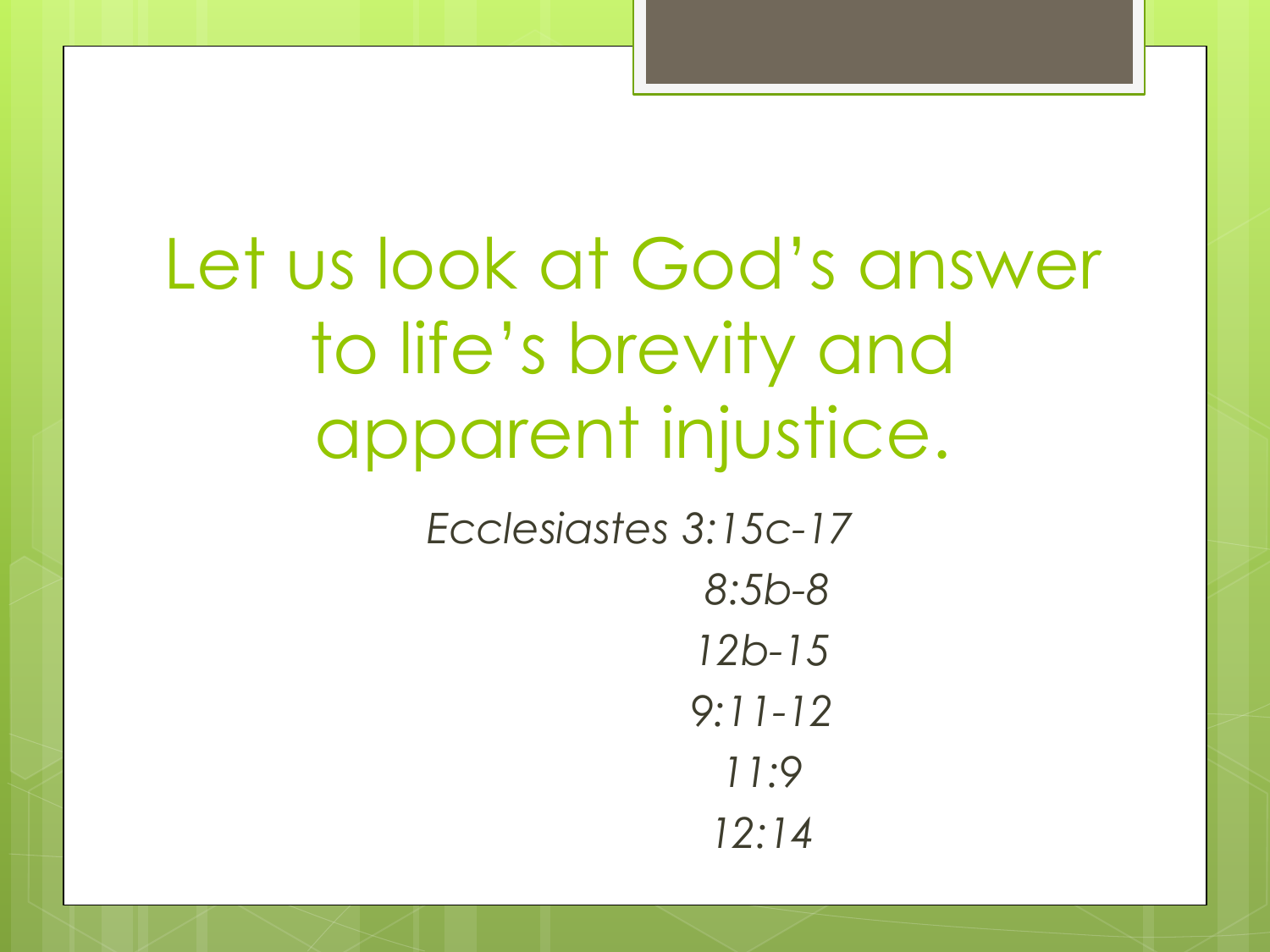# Let us look at God's answer to life's brevity and apparent injustice.

*Ecclesiastes 3:15c-17*

*8:5b-8*

*12b-15*

*9:11-12*

*11:9*

*12:14*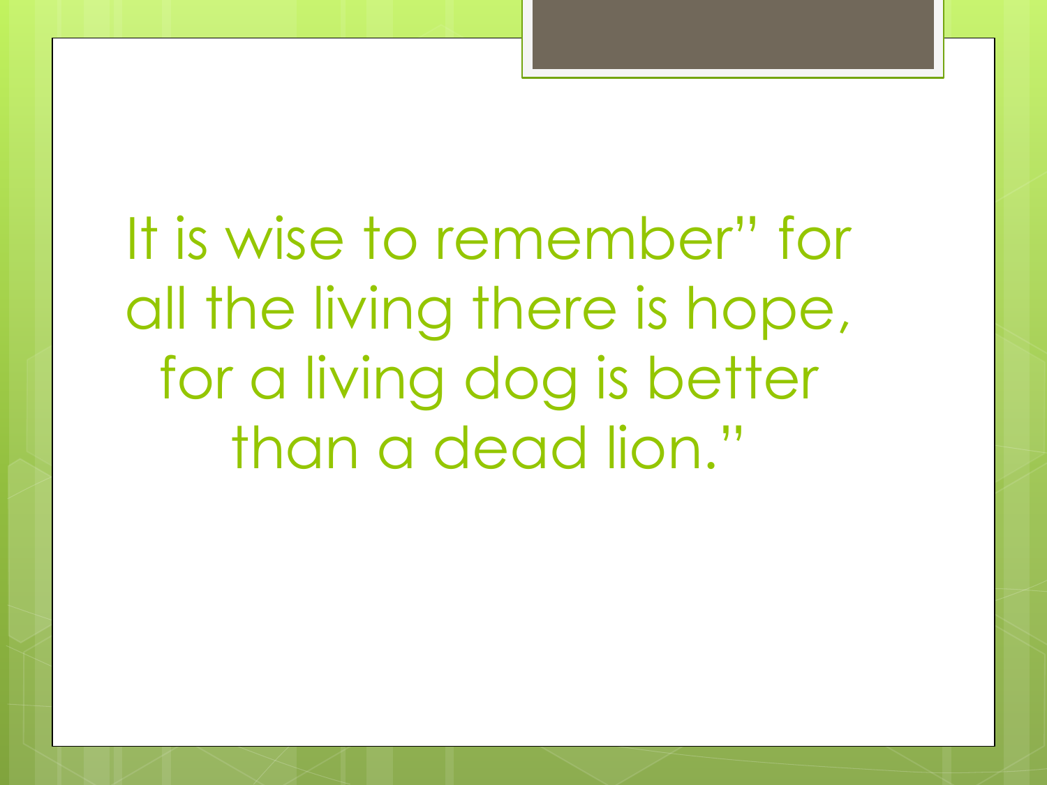It is wise to remember" for all the living there is hope, for a living dog is better than a dead lion."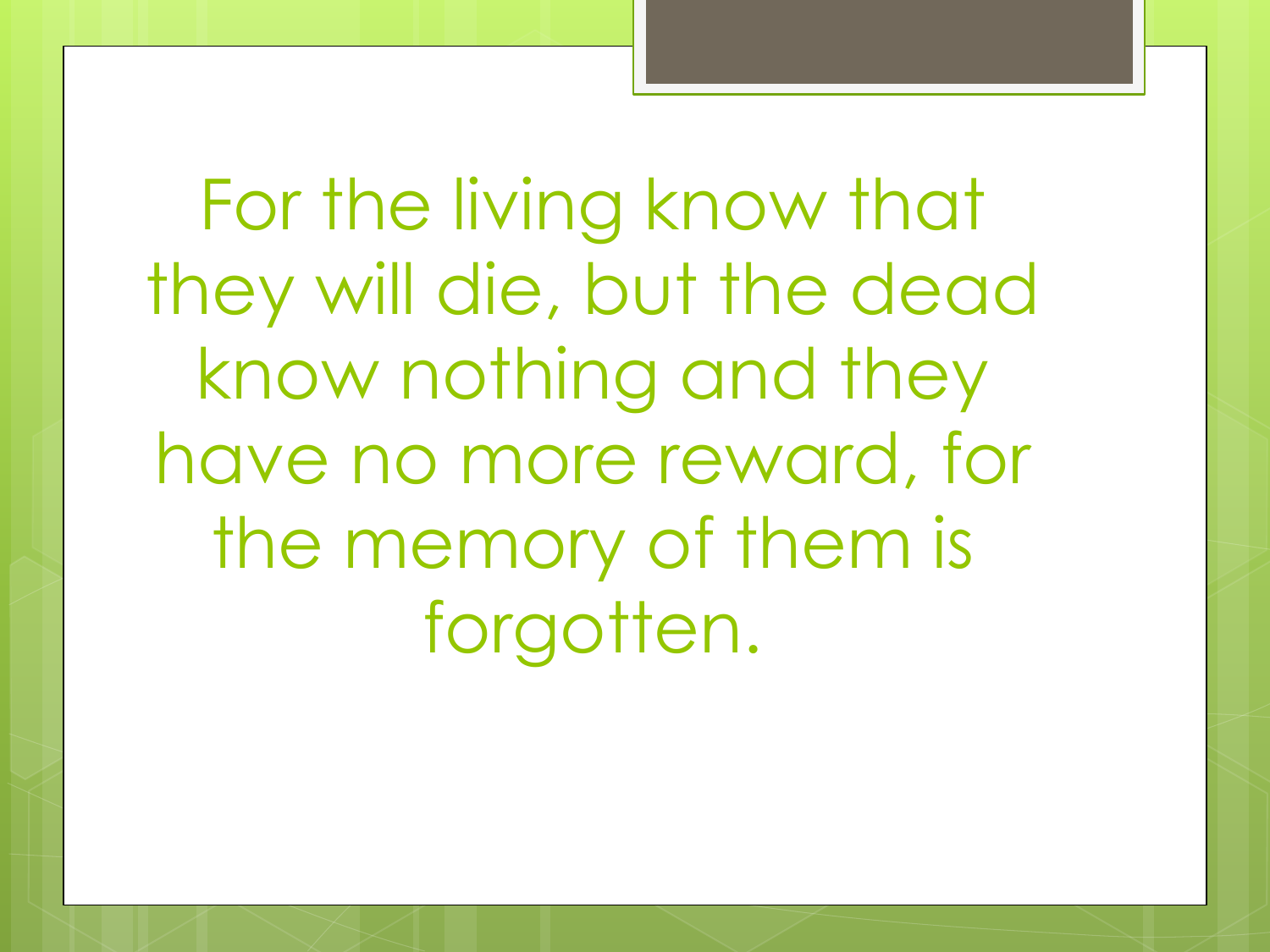For the living know that they will die, but the dead know nothing and they have no more reward, for the memory of them is forgotten.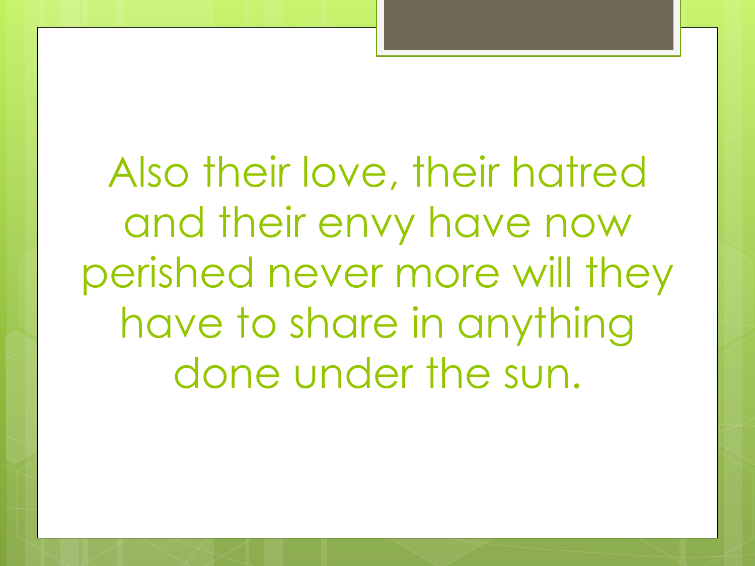Also their love, their hatred and their envy have now perished never more will they have to share in anything done under the sun.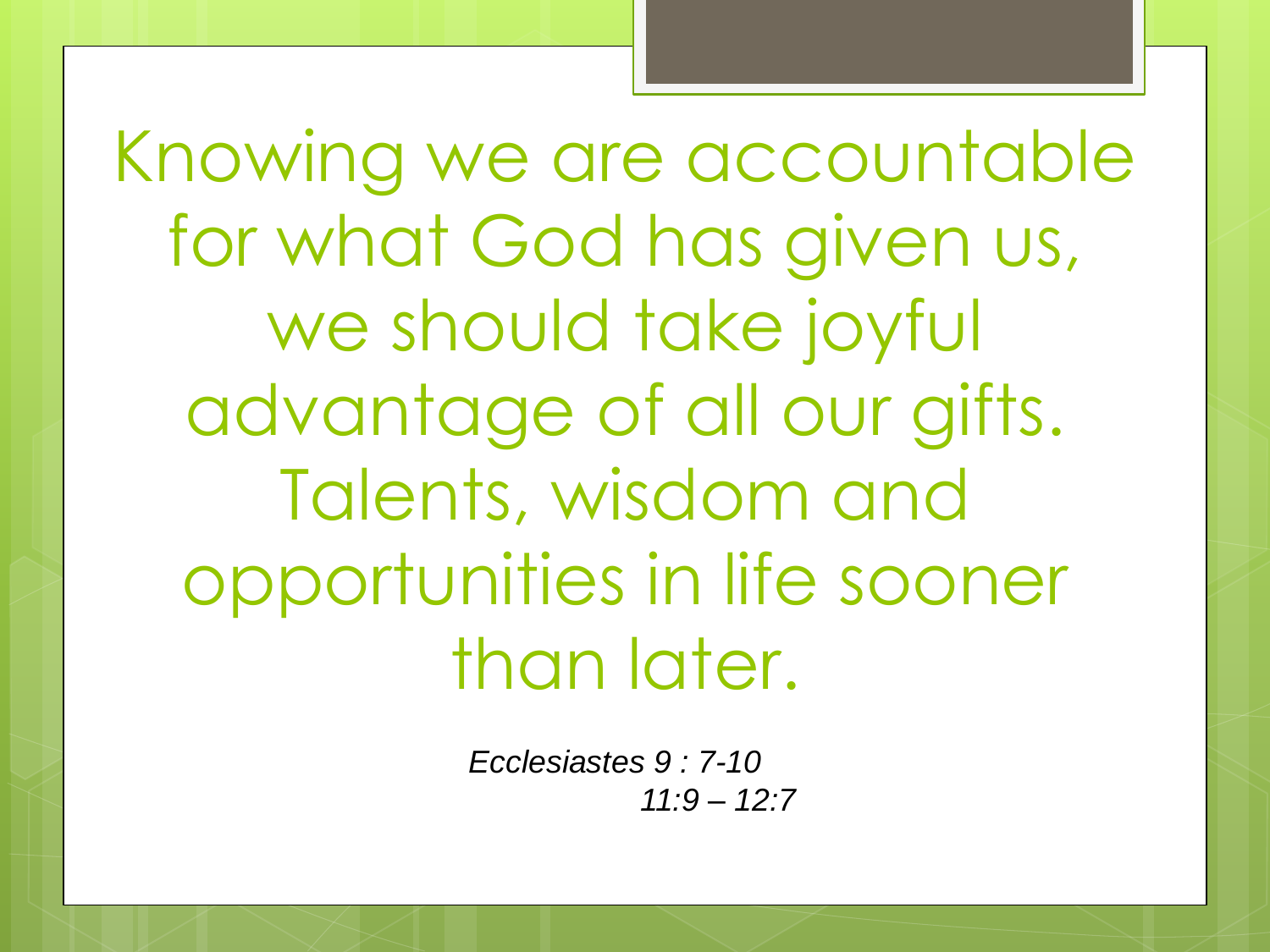Knowing we are accountable for what God has given us, we should take joyful advantage of all our gifts. Talents, wisdom and opportunities in life sooner than later.

*Ecclesiastes 9 : 7-10*
*11:9 – 12:7*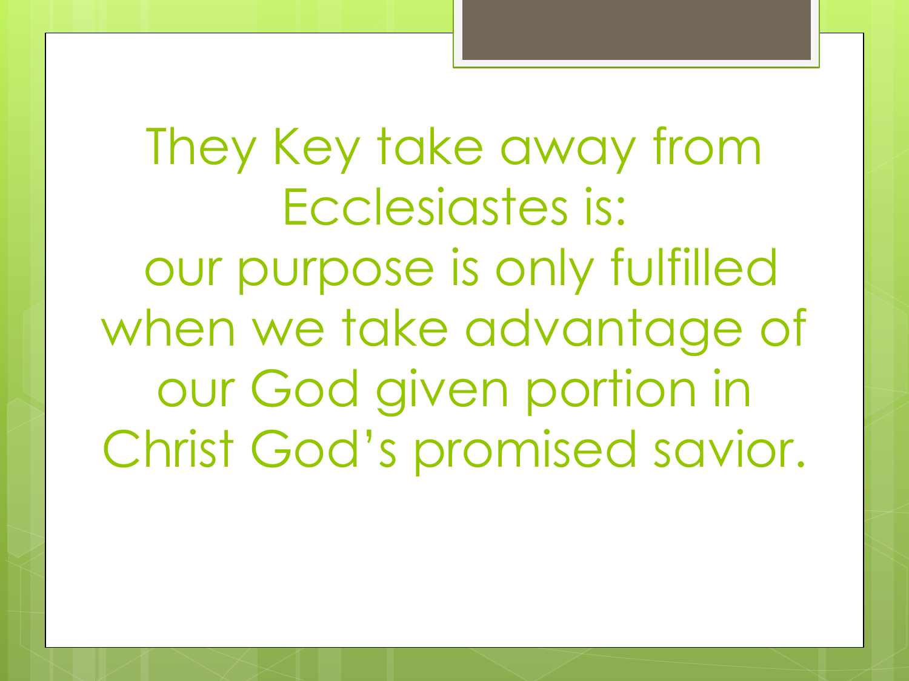They Key take away from Ecclesiastes is:
our purpose is only fulfilled when we take advantage of our God given portion in Christ God's promised savior.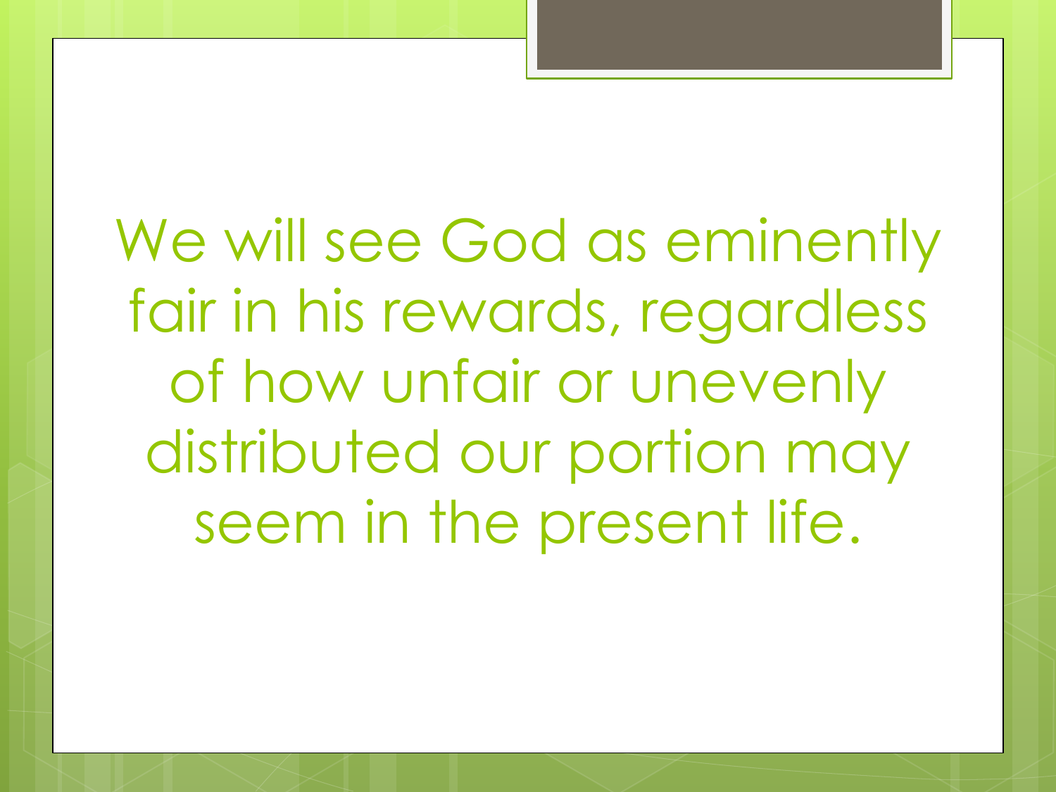We will see God as eminently fair in his rewards, regardless of how unfair or unevenly distributed our portion may seem in the present life.